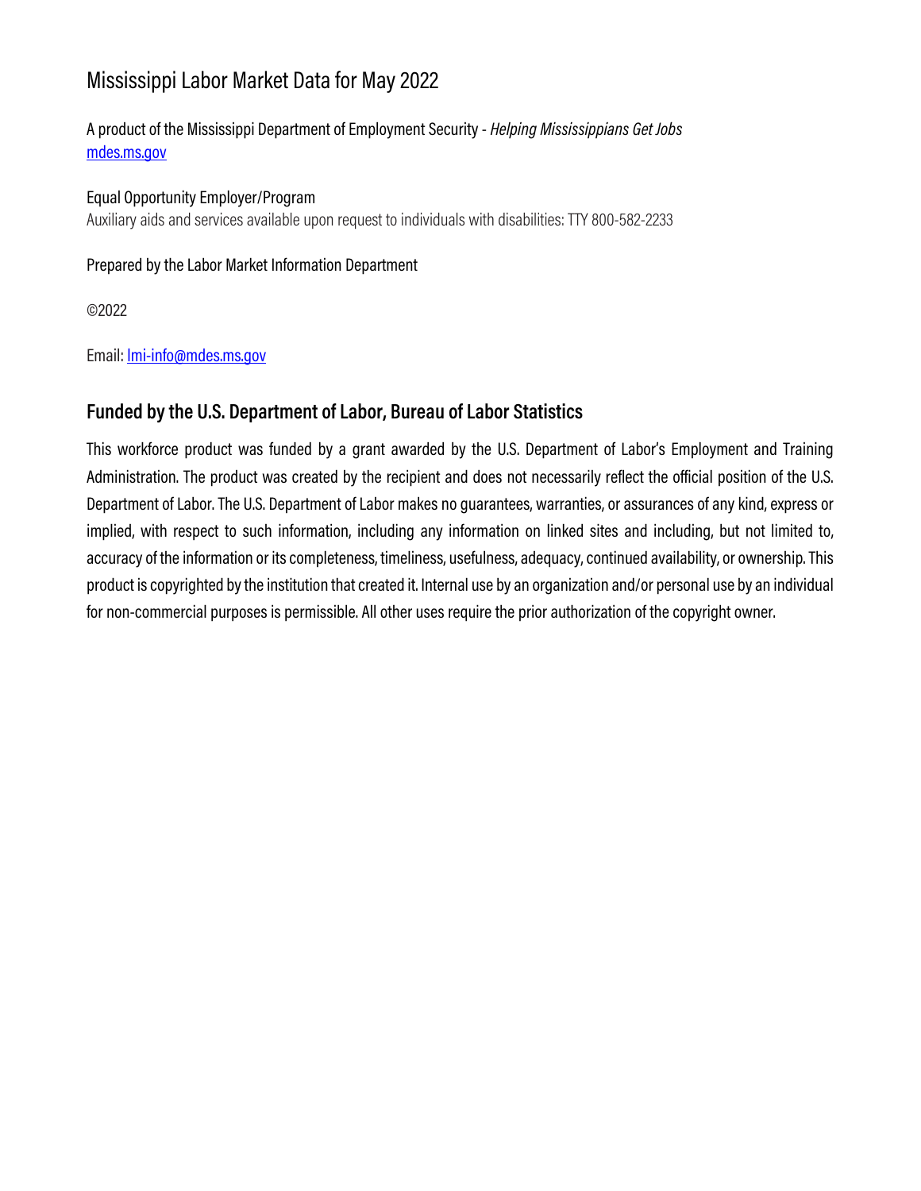# Mississippi Labor Market Data for May 2022

A product of the Mississippi Department of Employment Security - *Helping Mississippians Get Jobs*
[mdes.ms.gov](mdes.ms.gov)

Equal Opportunity Employer/Program
Auxiliary aids and services available upon request to individuals with disabilities: TTY 800-582-2233

Prepared by the Labor Market Information Department

©2022

Email: [lmi-info@mdes.ms.gov](mailto:lmi-info@mdes.ms.gov)

## Funded by the U.S. Department of Labor, Bureau of Labor Statistics

This workforce product was funded by a grant awarded by the U.S. Department of Labor's Employment and Training Administration. The product was created by the recipient and does not necessarily reflect the official position of the U.S. Department of Labor. The U.S. Department of Labor makes no guarantees, warranties, or assurances of any kind, express or implied, with respect to such information, including any information on linked sites and including, but not limited to, accuracy of the information or its completeness, timeliness, usefulness, adequacy, continued availability, or ownership. This product is copyrighted by the institution that created it. Internal use by an organization and/or personal use by an individual for non-commercial purposes is permissible. All other uses require the prior authorization of the copyright owner.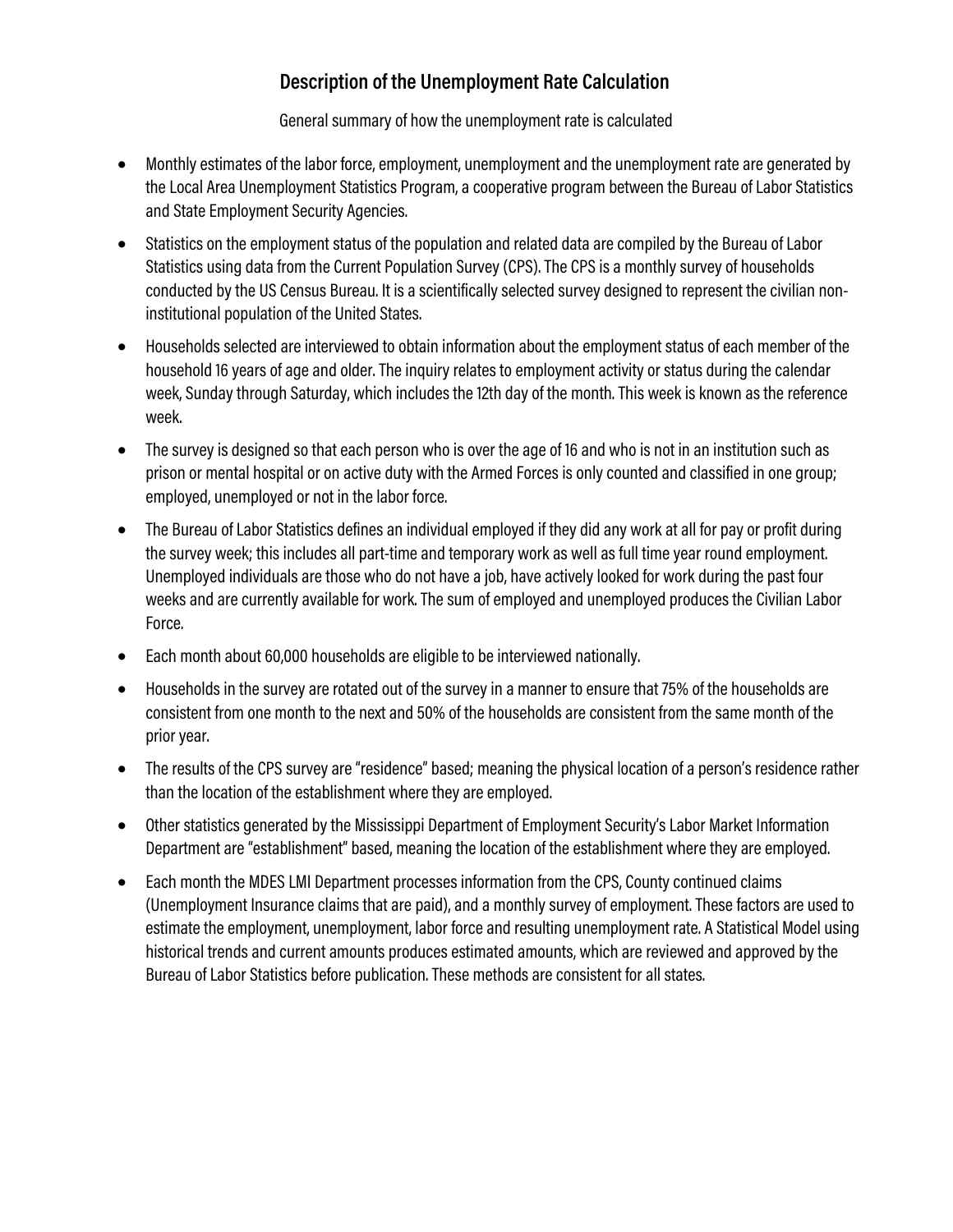## Description of the Unemployment Rate Calculation

General summary of how the unemployment rate is calculated

- Monthly estimates of the labor force, employment, unemployment and the unemployment rate are generated by the Local Area Unemployment Statistics Program, a cooperative program between the Bureau of Labor Statistics and State Employment Security Agencies.
- Statistics on the employment status of the population and related data are compiled by the Bureau of Labor Statistics using data from the Current Population Survey (CPS). The CPS is a monthly survey of households conducted by the US Census Bureau. It is a scientifically selected survey designed to represent the civilian non-institutional population of the United States.
- Households selected are interviewed to obtain information about the employment status of each member of the household 16 years of age and older. The inquiry relates to employment activity or status during the calendar week, Sunday through Saturday, which includes the 12th day of the month. This week is known as the reference week.
- The survey is designed so that each person who is over the age of 16 and who is not in an institution such as prison or mental hospital or on active duty with the Armed Forces is only counted and classified in one group; employed, unemployed or not in the labor force.
- The Bureau of Labor Statistics defines an individual employed if they did any work at all for pay or profit during the survey week; this includes all part-time and temporary work as well as full time year round employment. Unemployed individuals are those who do not have a job, have actively looked for work during the past four weeks and are currently available for work. The sum of employed and unemployed produces the Civilian Labor Force.
- Each month about 60,000 households are eligible to be interviewed nationally.
- Households in the survey are rotated out of the survey in a manner to ensure that 75% of the households are consistent from one month to the next and 50% of the households are consistent from the same month of the prior year.
- The results of the CPS survey are "residence" based; meaning the physical location of a person's residence rather than the location of the establishment where they are employed.
- Other statistics generated by the Mississippi Department of Employment Security's Labor Market Information Department are "establishment" based, meaning the location of the establishment where they are employed.
- Each month the MDES LMI Department processes information from the CPS, County continued claims (Unemployment Insurance claims that are paid), and a monthly survey of employment. These factors are used to estimate the employment, unemployment, labor force and resulting unemployment rate. A Statistical Model using historical trends and current amounts produces estimated amounts, which are reviewed and approved by the Bureau of Labor Statistics before publication. These methods are consistent for all states.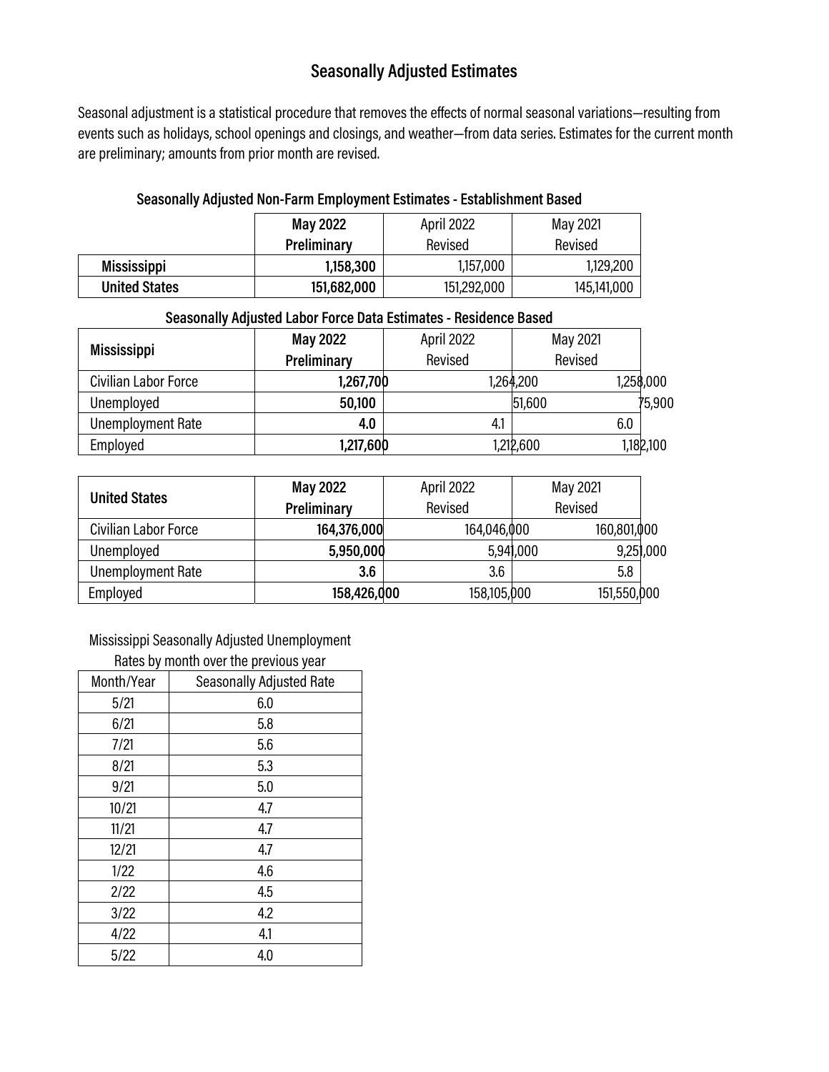## Seasonally Adjusted Estimates

Seasonal adjustment is a statistical procedure that removes the effects of normal seasonal variations—resulting from events such as holidays, school openings and closings, and weather—from data series. Estimates for the current month are preliminary; amounts from prior month are revised.

**Seasonally Adjusted Non-Farm Employment Estimates - Establishment Based**

| | **May 2022 Preliminary** | April 2022 Revised | May 2021 Revised |
|---|---|---|---|
| **Mississippi** | **1,158,300** | 1,157,000 | 1,129,200 |
| **United States** | **151,682,000** | 151,292,000 | 145,141,000 |

**Seasonally Adjusted Labor Force Data Estimates - Residence Based**

| **Mississippi** | **May 2022 Preliminary** | April 2022 Revised | May 2021 Revised |
|---|---|---|---|
| Civilian Labor Force | **1,267,700** | 1,264,200 | 1,258,000 |
| Unemployed | **50,100** | 51,600 | 75,900 |
| Unemployment Rate | **4.0** | 4.1 | 6.0 |
| Employed | **1,217,600** | 1,212,600 | 1,182,100 |

| **United States** | **May 2022 Preliminary** | April 2022 Revised | May 2021 Revised |
|---|---|---|---|
| Civilian Labor Force | **164,376,000** | 164,046,000 | 160,801,000 |
| Unemployed | **5,950,000** | 5,941,000 | 9,251,000 |
| Unemployment Rate | **3.6** | 3.6 | 5.8 |
| Employed | **158,426,000** | 158,105,000 | 151,550,000 |

Mississippi Seasonally Adjusted Unemployment Rates by month over the previous year

| Month/Year | Seasonally Adjusted Rate |
|---|---|
| 5/21 | 6.0 |
| 6/21 | 5.8 |
| 7/21 | 5.6 |
| 8/21 | 5.3 |
| 9/21 | 5.0 |
| 10/21 | 4.7 |
| 11/21 | 4.7 |
| 12/21 | 4.7 |
| 1/22 | 4.6 |
| 2/22 | 4.5 |
| 3/22 | 4.2 |
| 4/22 | 4.1 |
| 5/22 | 4.0 |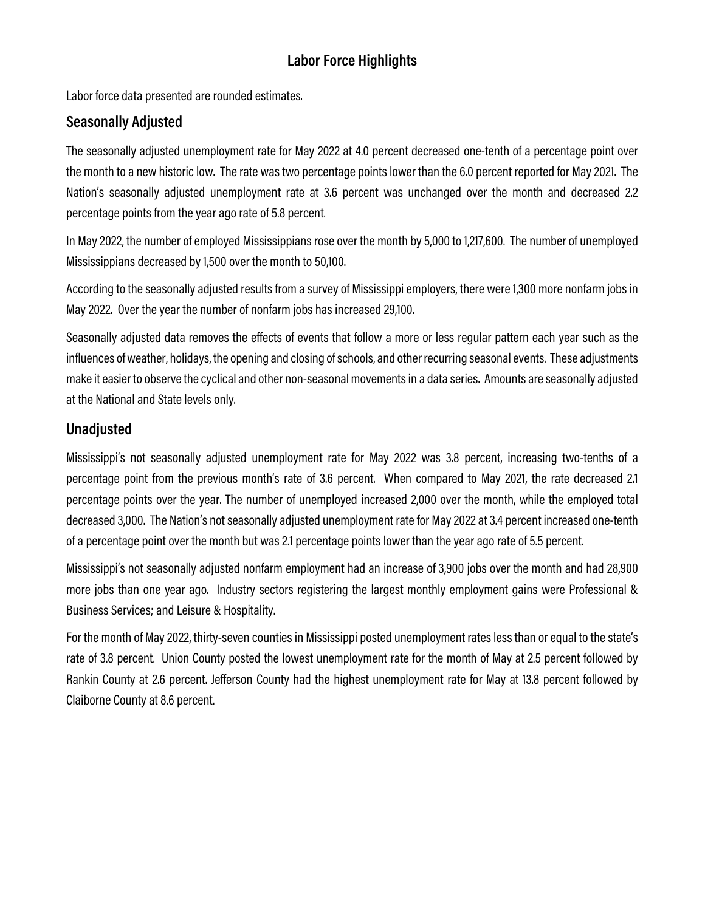# Labor Force Highlights

Labor force data presented are rounded estimates.

## Seasonally Adjusted

The seasonally adjusted unemployment rate for May 2022 at 4.0 percent decreased one-tenth of a percentage point over the month to a new historic low. The rate was two percentage points lower than the 6.0 percent reported for May 2021. The Nation's seasonally adjusted unemployment rate at 3.6 percent was unchanged over the month and decreased 2.2 percentage points from the year ago rate of 5.8 percent.

In May 2022, the number of employed Mississippians rose over the month by 5,000 to 1,217,600. The number of unemployed Mississippians decreased by 1,500 over the month to 50,100.

According to the seasonally adjusted results from a survey of Mississippi employers, there were 1,300 more nonfarm jobs in May 2022. Over the year the number of nonfarm jobs has increased 29,100.

Seasonally adjusted data removes the effects of events that follow a more or less regular pattern each year such as the influences of weather, holidays, the opening and closing of schools, and other recurring seasonal events. These adjustments make it easier to observe the cyclical and other non-seasonal movements in a data series. Amounts are seasonally adjusted at the National and State levels only.

## Unadjusted

Mississippi's not seasonally adjusted unemployment rate for May 2022 was 3.8 percent, increasing two-tenths of a percentage point from the previous month's rate of 3.6 percent. When compared to May 2021, the rate decreased 2.1 percentage points over the year. The number of unemployed increased 2,000 over the month, while the employed total decreased 3,000. The Nation's not seasonally adjusted unemployment rate for May 2022 at 3.4 percent increased one-tenth of a percentage point over the month but was 2.1 percentage points lower than the year ago rate of 5.5 percent.

Mississippi's not seasonally adjusted nonfarm employment had an increase of 3,900 jobs over the month and had 28,900 more jobs than one year ago. Industry sectors registering the largest monthly employment gains were Professional & Business Services; and Leisure & Hospitality.

For the month of May 2022, thirty-seven counties in Mississippi posted unemployment rates less than or equal to the state's rate of 3.8 percent. Union County posted the lowest unemployment rate for the month of May at 2.5 percent followed by Rankin County at 2.6 percent. Jefferson County had the highest unemployment rate for May at 13.8 percent followed by Claiborne County at 8.6 percent.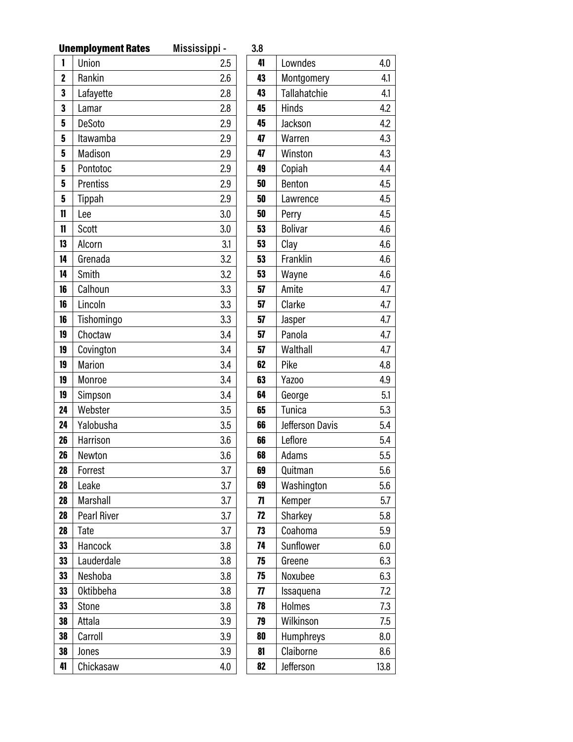**Unemployment Rates** Mississippi - 3.8

| Rank | County | Rate |
|---|---|---|
| 1 | Union | 2.5 |
| 2 | Rankin | 2.6 |
| 3 | Lafayette | 2.8 |
| 3 | Lamar | 2.8 |
| 5 | DeSoto | 2.9 |
| 5 | Itawamba | 2.9 |
| 5 | Madison | 2.9 |
| 5 | Pontotoc | 2.9 |
| 5 | Prentiss | 2.9 |
| 5 | Tippah | 2.9 |
| 11 | Lee | 3.0 |
| 11 | Scott | 3.0 |
| 13 | Alcorn | 3.1 |
| 14 | Grenada | 3.2 |
| 14 | Smith | 3.2 |
| 16 | Calhoun | 3.3 |
| 16 | Lincoln | 3.3 |
| 16 | Tishomingo | 3.3 |
| 19 | Choctaw | 3.4 |
| 19 | Covington | 3.4 |
| 19 | Marion | 3.4 |
| 19 | Monroe | 3.4 |
| 19 | Simpson | 3.4 |
| 24 | Webster | 3.5 |
| 24 | Yalobusha | 3.5 |
| 26 | Harrison | 3.6 |
| 26 | Newton | 3.6 |
| 28 | Forrest | 3.7 |
| 28 | Leake | 3.7 |
| 28 | Marshall | 3.7 |
| 28 | Pearl River | 3.7 |
| 28 | Tate | 3.7 |
| 33 | Hancock | 3.8 |
| 33 | Lauderdale | 3.8 |
| 33 | Neshoba | 3.8 |
| 33 | Oktibbeha | 3.8 |
| 33 | Stone | 3.8 |
| 38 | Attala | 3.9 |
| 38 | Carroll | 3.9 |
| 38 | Jones | 3.9 |
| 41 | Chickasaw | 4.0 |
| 41 | Lowndes | 4.0 |
| 43 | Montgomery | 4.1 |
| 43 | Tallahatchie | 4.1 |
| 45 | Hinds | 4.2 |
| 45 | Jackson | 4.2 |
| 47 | Warren | 4.3 |
| 47 | Winston | 4.3 |
| 49 | Copiah | 4.4 |
| 50 | Benton | 4.5 |
| 50 | Lawrence | 4.5 |
| 50 | Perry | 4.5 |
| 53 | Bolivar | 4.6 |
| 53 | Clay | 4.6 |
| 53 | Franklin | 4.6 |
| 53 | Wayne | 4.6 |
| 57 | Amite | 4.7 |
| 57 | Clarke | 4.7 |
| 57 | Jasper | 4.7 |
| 57 | Panola | 4.7 |
| 57 | Walthall | 4.7 |
| 62 | Pike | 4.8 |
| 63 | Yazoo | 4.9 |
| 64 | George | 5.1 |
| 65 | Tunica | 5.3 |
| 66 | Jefferson Davis | 5.4 |
| 66 | Leflore | 5.4 |
| 68 | Adams | 5.5 |
| 69 | Quitman | 5.6 |
| 69 | Washington | 5.6 |
| 71 | Kemper | 5.7 |
| 72 | Sharkey | 5.8 |
| 73 | Coahoma | 5.9 |
| 74 | Sunflower | 6.0 |
| 75 | Greene | 6.3 |
| 75 | Noxubee | 6.3 |
| 77 | Issaquena | 7.2 |
| 78 | Holmes | 7.3 |
| 79 | Wilkinson | 7.5 |
| 80 | Humphreys | 8.0 |
| 81 | Claiborne | 8.6 |
| 82 | Jefferson | 13.8 |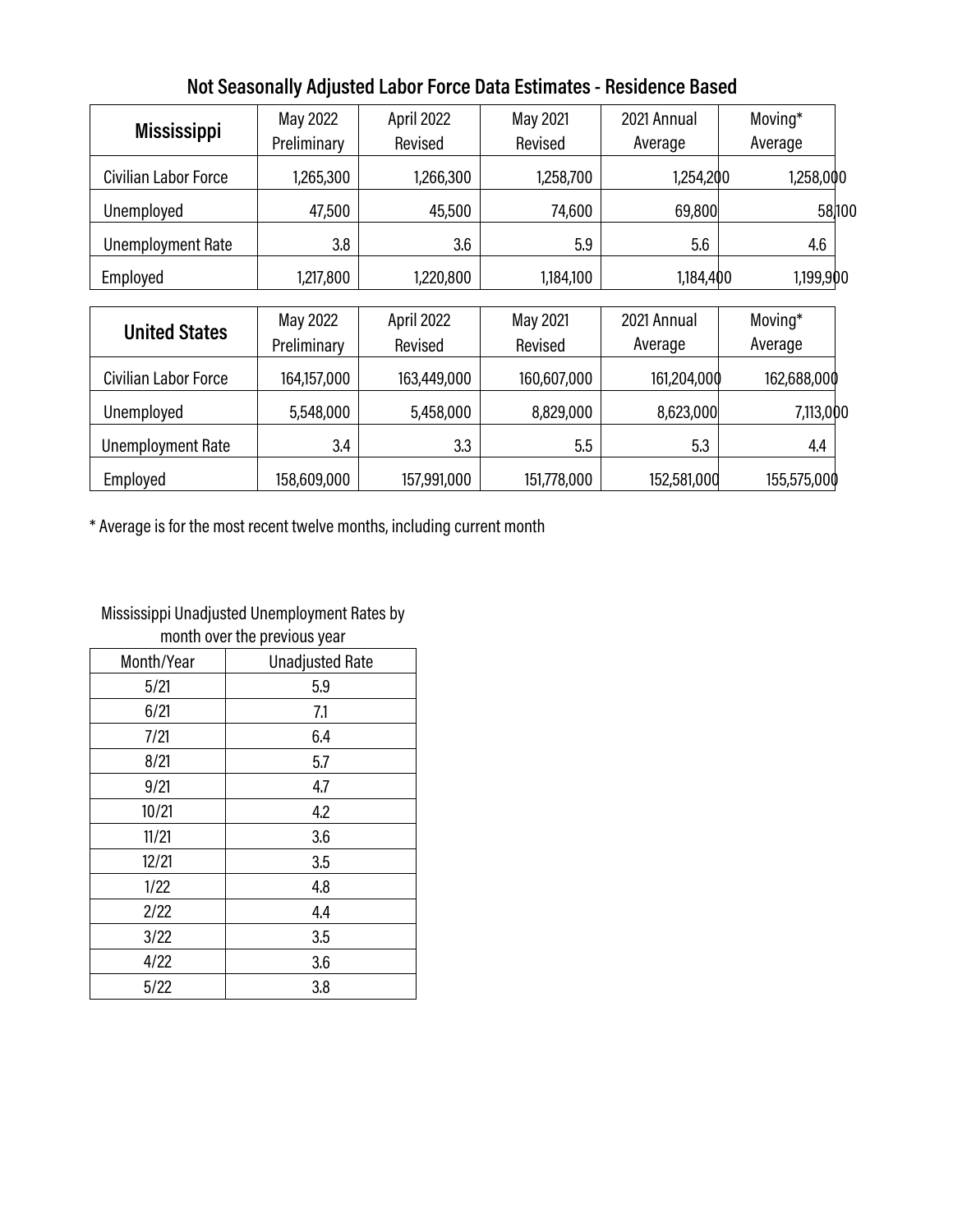## Not Seasonally Adjusted Labor Force Data Estimates - Residence Based

| Mississippi | May 2022 Preliminary | April 2022 Revised | May 2021 Revised | 2021 Annual Average | Moving* Average |
|---|---|---|---|---|---|
| Civilian Labor Force | 1,265,300 | 1,266,300 | 1,258,700 | 1,254,200 | 1,258,000 |
| Unemployed | 47,500 | 45,500 | 74,600 | 69,800 | 58,100 |
| Unemployment Rate | 3.8 | 3.6 | 5.9 | 5.6 | 4.6 |
| Employed | 1,217,800 | 1,220,800 | 1,184,100 | 1,184,400 | 1,199,900 |

| United States | May 2022 Preliminary | April 2022 Revised | May 2021 Revised | 2021 Annual Average | Moving* Average |
|---|---|---|---|---|---|
| Civilian Labor Force | 164,157,000 | 163,449,000 | 160,607,000 | 161,204,000 | 162,688,000 |
| Unemployed | 5,548,000 | 5,458,000 | 8,829,000 | 8,623,000 | 7,113,000 |
| Unemployment Rate | 3.4 | 3.3 | 5.5 | 5.3 | 4.4 |
| Employed | 158,609,000 | 157,991,000 | 151,778,000 | 152,581,000 | 155,575,000 |

* Average is for the most recent twelve months, including current month

Mississippi Unadjusted Unemployment Rates by month over the previous year

| Month/Year | Unadjusted Rate |
|---|---|
| 5/21 | 5.9 |
| 6/21 | 7.1 |
| 7/21 | 6.4 |
| 8/21 | 5.7 |
| 9/21 | 4.7 |
| 10/21 | 4.2 |
| 11/21 | 3.6 |
| 12/21 | 3.5 |
| 1/22 | 4.8 |
| 2/22 | 4.4 |
| 3/22 | 3.5 |
| 4/22 | 3.6 |
| 5/22 | 3.8 |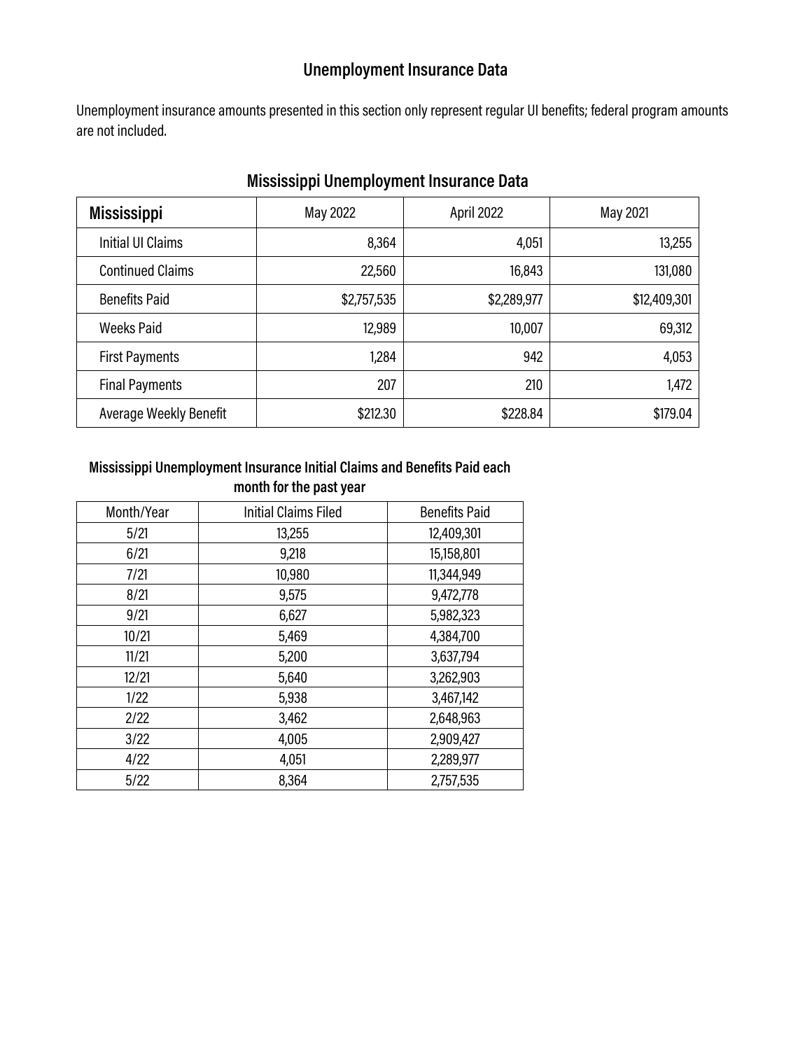## Unemployment Insurance Data

Unemployment insurance amounts presented in this section only represent regular UI benefits; federal program amounts are not included.

### Mississippi Unemployment Insurance Data

| Mississippi | May 2022 | April 2022 | May 2021 |
|---|---|---|---|
| Initial UI Claims | 8,364 | 4,051 | 13,255 |
| Continued Claims | 22,560 | 16,843 | 131,080 |
| Benefits Paid | $2,757,535 | $2,289,977 | $12,409,301 |
| Weeks Paid | 12,989 | 10,007 | 69,312 |
| First Payments | 1,284 | 942 | 4,053 |
| Final Payments | 207 | 210 | 1,472 |
| Average Weekly Benefit | $212.30 | $228.84 | $179.04 |

### Mississippi Unemployment Insurance Initial Claims and Benefits Paid each month for the past year

| Month/Year | Initial Claims Filed | Benefits Paid |
|---|---|---|
| 5/21 | 13,255 | 12,409,301 |
| 6/21 | 9,218 | 15,158,801 |
| 7/21 | 10,980 | 11,344,949 |
| 8/21 | 9,575 | 9,472,778 |
| 9/21 | 6,627 | 5,982,323 |
| 10/21 | 5,469 | 4,384,700 |
| 11/21 | 5,200 | 3,637,794 |
| 12/21 | 5,640 | 3,262,903 |
| 1/22 | 5,938 | 3,467,142 |
| 2/22 | 3,462 | 2,648,963 |
| 3/22 | 4,005 | 2,909,427 |
| 4/22 | 4,051 | 2,289,977 |
| 5/22 | 8,364 | 2,757,535 |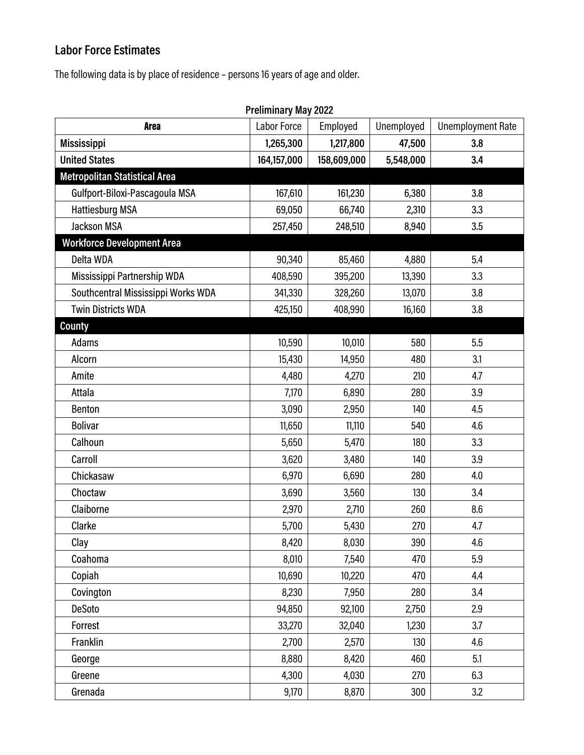## Labor Force Estimates

The following data is by place of residence – persons 16 years of age and older.

**Preliminary May 2022**

| Area | Labor Force | Employed | Unemployed | Unemployment Rate |
|---|---|---|---|---|
| **Mississippi** | **1,265,300** | **1,217,800** | **47,500** | **3.8** |
| **United States** | **164,157,000** | **158,609,000** | **5,548,000** | **3.4** |
| **Metropolitan Statistical Area** | | | | |
| Gulfport-Biloxi-Pascagoula MSA | 167,610 | 161,230 | 6,380 | 3.8 |
| Hattiesburg MSA | 69,050 | 66,740 | 2,310 | 3.3 |
| Jackson MSA | 257,450 | 248,510 | 8,940 | 3.5 |
| **Workforce Development Area** | | | | |
| Delta WDA | 90,340 | 85,460 | 4,880 | 5.4 |
| Mississippi Partnership WDA | 408,590 | 395,200 | 13,390 | 3.3 |
| Southcentral Mississippi Works WDA | 341,330 | 328,260 | 13,070 | 3.8 |
| Twin Districts WDA | 425,150 | 408,990 | 16,160 | 3.8 |
| **County** | | | | |
| Adams | 10,590 | 10,010 | 580 | 5.5 |
| Alcorn | 15,430 | 14,950 | 480 | 3.1 |
| Amite | 4,480 | 4,270 | 210 | 4.7 |
| Attala | 7,170 | 6,890 | 280 | 3.9 |
| Benton | 3,090 | 2,950 | 140 | 4.5 |
| Bolivar | 11,650 | 11,110 | 540 | 4.6 |
| Calhoun | 5,650 | 5,470 | 180 | 3.3 |
| Carroll | 3,620 | 3,480 | 140 | 3.9 |
| Chickasaw | 6,970 | 6,690 | 280 | 4.0 |
| Choctaw | 3,690 | 3,560 | 130 | 3.4 |
| Claiborne | 2,970 | 2,710 | 260 | 8.6 |
| Clarke | 5,700 | 5,430 | 270 | 4.7 |
| Clay | 8,420 | 8,030 | 390 | 4.6 |
| Coahoma | 8,010 | 7,540 | 470 | 5.9 |
| Copiah | 10,690 | 10,220 | 470 | 4.4 |
| Covington | 8,230 | 7,950 | 280 | 3.4 |
| DeSoto | 94,850 | 92,100 | 2,750 | 2.9 |
| Forrest | 33,270 | 32,040 | 1,230 | 3.7 |
| Franklin | 2,700 | 2,570 | 130 | 4.6 |
| George | 8,880 | 8,420 | 460 | 5.1 |
| Greene | 4,300 | 4,030 | 270 | 6.3 |
| Grenada | 9,170 | 8,870 | 300 | 3.2 |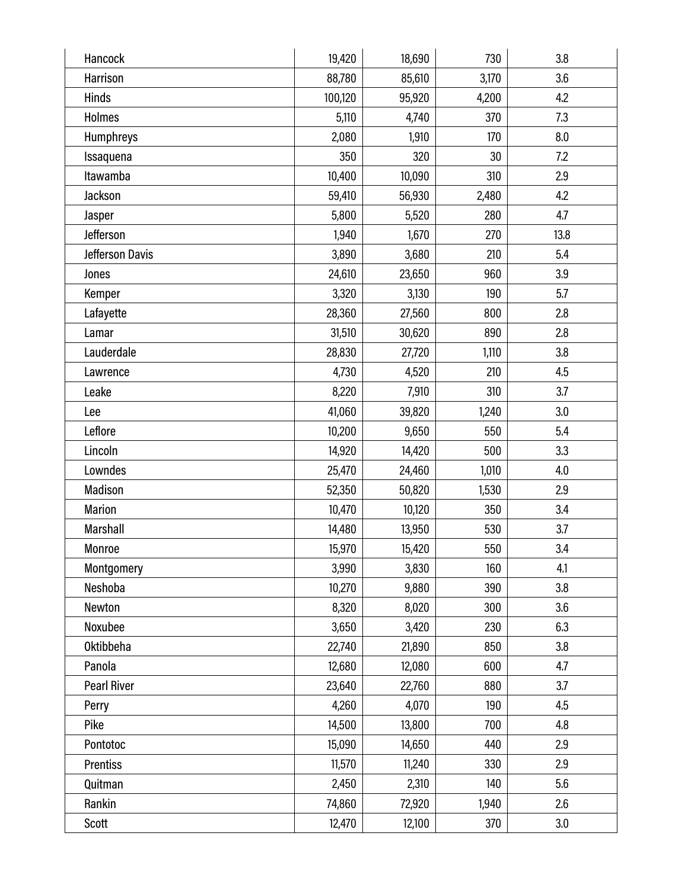| | | | | |
|---|---|---|---|---|
| Hancock | 19,420 | 18,690 | 730 | 3.8 |
| Harrison | 88,780 | 85,610 | 3,170 | 3.6 |
| Hinds | 100,120 | 95,920 | 4,200 | 4.2 |
| Holmes | 5,110 | 4,740 | 370 | 7.3 |
| Humphreys | 2,080 | 1,910 | 170 | 8.0 |
| Issaquena | 350 | 320 | 30 | 7.2 |
| Itawamba | 10,400 | 10,090 | 310 | 2.9 |
| Jackson | 59,410 | 56,930 | 2,480 | 4.2 |
| Jasper | 5,800 | 5,520 | 280 | 4.7 |
| Jefferson | 1,940 | 1,670 | 270 | 13.8 |
| Jefferson Davis | 3,890 | 3,680 | 210 | 5.4 |
| Jones | 24,610 | 23,650 | 960 | 3.9 |
| Kemper | 3,320 | 3,130 | 190 | 5.7 |
| Lafayette | 28,360 | 27,560 | 800 | 2.8 |
| Lamar | 31,510 | 30,620 | 890 | 2.8 |
| Lauderdale | 28,830 | 27,720 | 1,110 | 3.8 |
| Lawrence | 4,730 | 4,520 | 210 | 4.5 |
| Leake | 8,220 | 7,910 | 310 | 3.7 |
| Lee | 41,060 | 39,820 | 1,240 | 3.0 |
| Leflore | 10,200 | 9,650 | 550 | 5.4 |
| Lincoln | 14,920 | 14,420 | 500 | 3.3 |
| Lowndes | 25,470 | 24,460 | 1,010 | 4.0 |
| Madison | 52,350 | 50,820 | 1,530 | 2.9 |
| Marion | 10,470 | 10,120 | 350 | 3.4 |
| Marshall | 14,480 | 13,950 | 530 | 3.7 |
| Monroe | 15,970 | 15,420 | 550 | 3.4 |
| Montgomery | 3,990 | 3,830 | 160 | 4.1 |
| Neshoba | 10,270 | 9,880 | 390 | 3.8 |
| Newton | 8,320 | 8,020 | 300 | 3.6 |
| Noxubee | 3,650 | 3,420 | 230 | 6.3 |
| Oktibbeha | 22,740 | 21,890 | 850 | 3.8 |
| Panola | 12,680 | 12,080 | 600 | 4.7 |
| Pearl River | 23,640 | 22,760 | 880 | 3.7 |
| Perry | 4,260 | 4,070 | 190 | 4.5 |
| Pike | 14,500 | 13,800 | 700 | 4.8 |
| Pontotoc | 15,090 | 14,650 | 440 | 2.9 |
| Prentiss | 11,570 | 11,240 | 330 | 2.9 |
| Quitman | 2,450 | 2,310 | 140 | 5.6 |
| Rankin | 74,860 | 72,920 | 1,940 | 2.6 |
| Scott | 12,470 | 12,100 | 370 | 3.0 |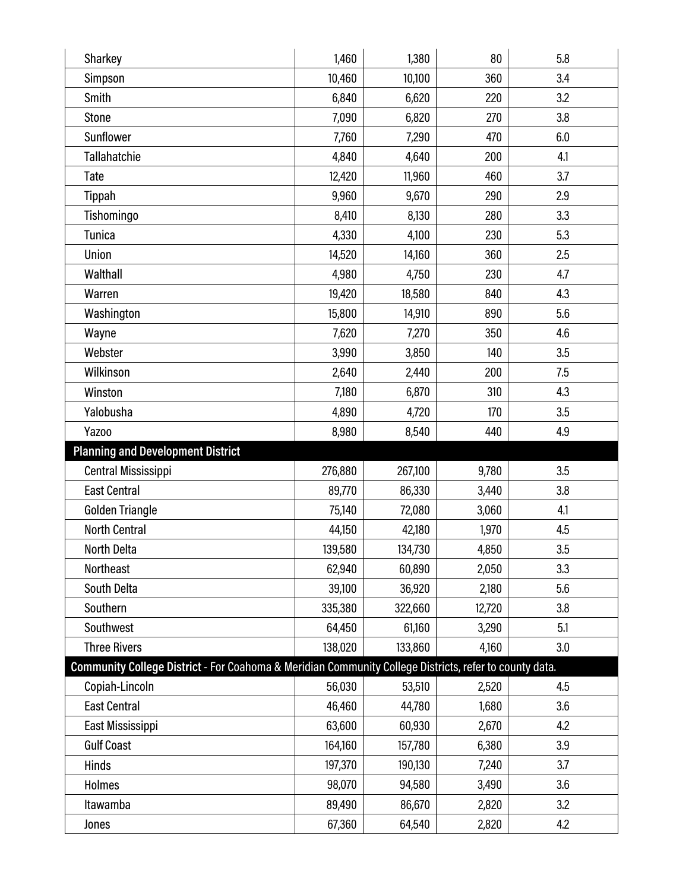| | | | | |
|---|---|---|---|---|
| Sharkey | 1,460 | 1,380 | 80 | 5.8 |
| Simpson | 10,460 | 10,100 | 360 | 3.4 |
| Smith | 6,840 | 6,620 | 220 | 3.2 |
| Stone | 7,090 | 6,820 | 270 | 3.8 |
| Sunflower | 7,760 | 7,290 | 470 | 6.0 |
| Tallahatchie | 4,840 | 4,640 | 200 | 4.1 |
| Tate | 12,420 | 11,960 | 460 | 3.7 |
| Tippah | 9,960 | 9,670 | 290 | 2.9 |
| Tishomingo | 8,410 | 8,130 | 280 | 3.3 |
| Tunica | 4,330 | 4,100 | 230 | 5.3 |
| Union | 14,520 | 14,160 | 360 | 2.5 |
| Walthall | 4,980 | 4,750 | 230 | 4.7 |
| Warren | 19,420 | 18,580 | 840 | 4.3 |
| Washington | 15,800 | 14,910 | 890 | 5.6 |
| Wayne | 7,620 | 7,270 | 350 | 4.6 |
| Webster | 3,990 | 3,850 | 140 | 3.5 |
| Wilkinson | 2,640 | 2,440 | 200 | 7.5 |
| Winston | 7,180 | 6,870 | 310 | 4.3 |
| Yalobusha | 4,890 | 4,720 | 170 | 3.5 |
| Yazoo | 8,980 | 8,540 | 440 | 4.9 |
| **Planning and Development District** | | | | |
| Central Mississippi | 276,880 | 267,100 | 9,780 | 3.5 |
| East Central | 89,770 | 86,330 | 3,440 | 3.8 |
| Golden Triangle | 75,140 | 72,080 | 3,060 | 4.1 |
| North Central | 44,150 | 42,180 | 1,970 | 4.5 |
| North Delta | 139,580 | 134,730 | 4,850 | 3.5 |
| Northeast | 62,940 | 60,890 | 2,050 | 3.3 |
| South Delta | 39,100 | 36,920 | 2,180 | 5.6 |
| Southern | 335,380 | 322,660 | 12,720 | 3.8 |
| Southwest | 64,450 | 61,160 | 3,290 | 5.1 |
| Three Rivers | 138,020 | 133,860 | 4,160 | 3.0 |
| **Community College District** - For Coahoma & Meridian Community College Districts, refer to county data. | | | | |
| Copiah-Lincoln | 56,030 | 53,510 | 2,520 | 4.5 |
| East Central | 46,460 | 44,780 | 1,680 | 3.6 |
| East Mississippi | 63,600 | 60,930 | 2,670 | 4.2 |
| Gulf Coast | 164,160 | 157,780 | 6,380 | 3.9 |
| Hinds | 197,370 | 190,130 | 7,240 | 3.7 |
| Holmes | 98,070 | 94,580 | 3,490 | 3.6 |
| Itawamba | 89,490 | 86,670 | 2,820 | 3.2 |
| Jones | 67,360 | 64,540 | 2,820 | 4.2 |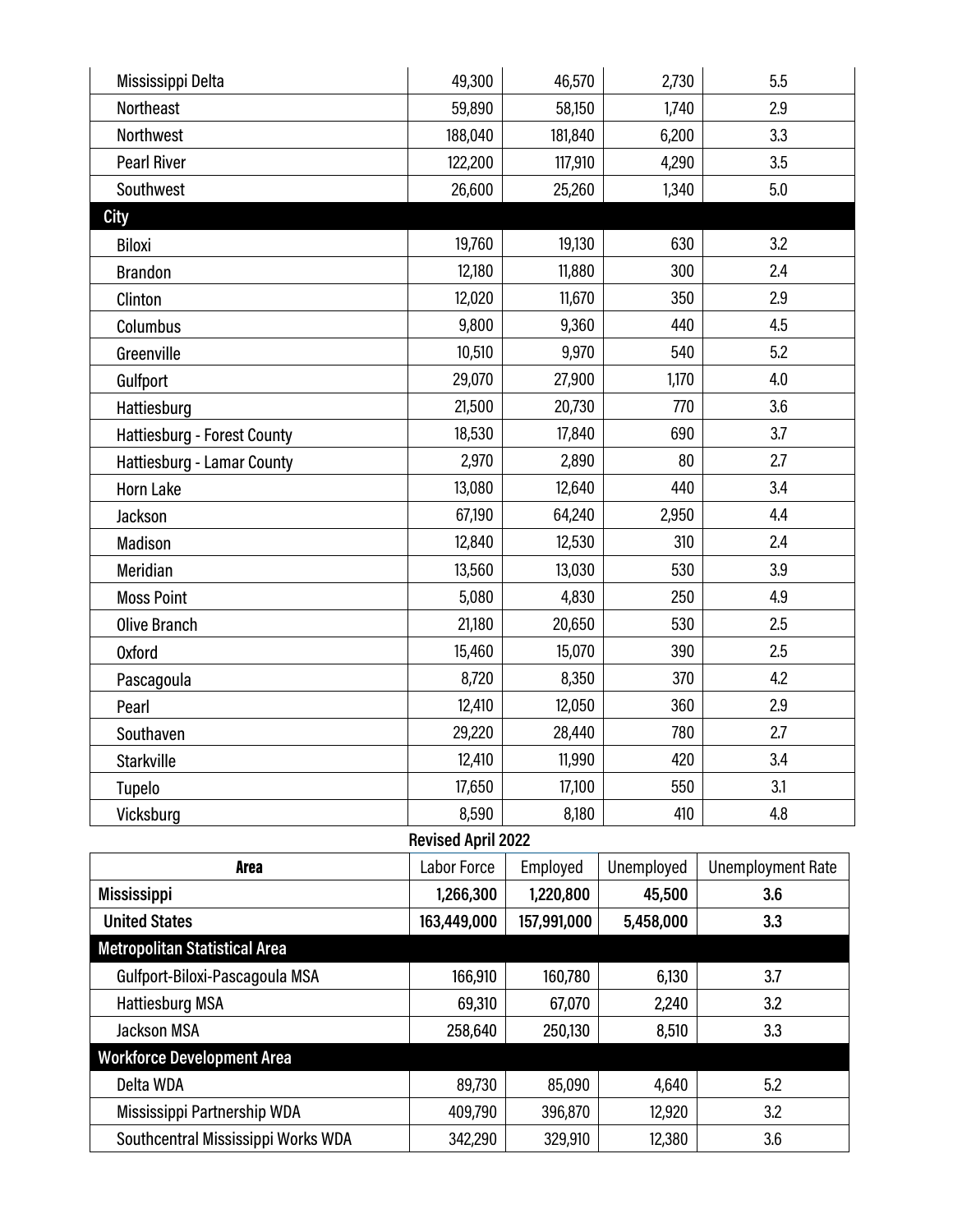| | | | | |
|---|---|---|---|---|
| Mississippi Delta | 49,300 | 46,570 | 2,730 | 5.5 |
| Northeast | 59,890 | 58,150 | 1,740 | 2.9 |
| Northwest | 188,040 | 181,840 | 6,200 | 3.3 |
| Pearl River | 122,200 | 117,910 | 4,290 | 3.5 |
| Southwest | 26,600 | 25,260 | 1,340 | 5.0 |
| **City** | | | | |
| Biloxi | 19,760 | 19,130 | 630 | 3.2 |
| Brandon | 12,180 | 11,880 | 300 | 2.4 |
| Clinton | 12,020 | 11,670 | 350 | 2.9 |
| Columbus | 9,800 | 9,360 | 440 | 4.5 |
| Greenville | 10,510 | 9,970 | 540 | 5.2 |
| Gulfport | 29,070 | 27,900 | 1,170 | 4.0 |
| Hattiesburg | 21,500 | 20,730 | 770 | 3.6 |
| Hattiesburg - Forest County | 18,530 | 17,840 | 690 | 3.7 |
| Hattiesburg - Lamar County | 2,970 | 2,890 | 80 | 2.7 |
| Horn Lake | 13,080 | 12,640 | 440 | 3.4 |
| Jackson | 67,190 | 64,240 | 2,950 | 4.4 |
| Madison | 12,840 | 12,530 | 310 | 2.4 |
| Meridian | 13,560 | 13,030 | 530 | 3.9 |
| Moss Point | 5,080 | 4,830 | 250 | 4.9 |
| Olive Branch | 21,180 | 20,650 | 530 | 2.5 |
| Oxford | 15,460 | 15,070 | 390 | 2.5 |
| Pascagoula | 8,720 | 8,350 | 370 | 4.2 |
| Pearl | 12,410 | 12,050 | 360 | 2.9 |
| Southaven | 29,220 | 28,440 | 780 | 2.7 |
| Starkville | 12,410 | 11,990 | 420 | 3.4 |
| Tupelo | 17,650 | 17,100 | 550 | 3.1 |
| Vicksburg | 8,590 | 8,180 | 410 | 4.8 |

**Revised April 2022**

| Area | Labor Force | Employed | Unemployed | Unemployment Rate |
|---|---|---|---|---|
| **Mississippi** | **1,266,300** | **1,220,800** | **45,500** | **3.6** |
| **United States** | **163,449,000** | **157,991,000** | **5,458,000** | **3.3** |
| **Metropolitan Statistical Area** | | | | |
| Gulfport-Biloxi-Pascagoula MSA | 166,910 | 160,780 | 6,130 | 3.7 |
| Hattiesburg MSA | 69,310 | 67,070 | 2,240 | 3.2 |
| Jackson MSA | 258,640 | 250,130 | 8,510 | 3.3 |
| **Workforce Development Area** | | | | |
| Delta WDA | 89,730 | 85,090 | 4,640 | 5.2 |
| Mississippi Partnership WDA | 409,790 | 396,870 | 12,920 | 3.2 |
| Southcentral Mississippi Works WDA | 342,290 | 329,910 | 12,380 | 3.6 |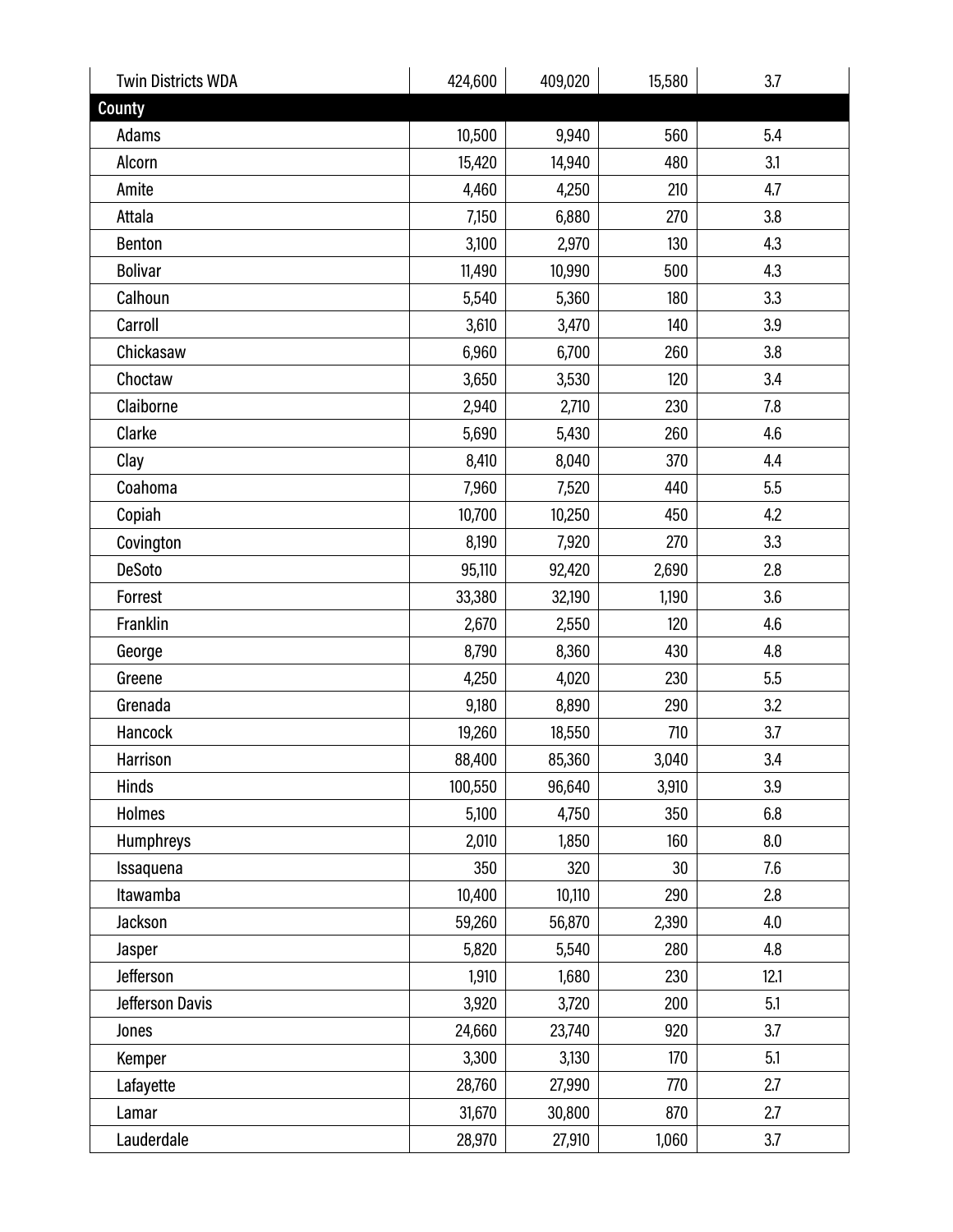| | | | | |
|---|---|---|---|---|
| Twin Districts WDA | 424,600 | 409,020 | 15,580 | 3.7 |
| **County** | | | | |
| Adams | 10,500 | 9,940 | 560 | 5.4 |
| Alcorn | 15,420 | 14,940 | 480 | 3.1 |
| Amite | 4,460 | 4,250 | 210 | 4.7 |
| Attala | 7,150 | 6,880 | 270 | 3.8 |
| Benton | 3,100 | 2,970 | 130 | 4.3 |
| Bolivar | 11,490 | 10,990 | 500 | 4.3 |
| Calhoun | 5,540 | 5,360 | 180 | 3.3 |
| Carroll | 3,610 | 3,470 | 140 | 3.9 |
| Chickasaw | 6,960 | 6,700 | 260 | 3.8 |
| Choctaw | 3,650 | 3,530 | 120 | 3.4 |
| Claiborne | 2,940 | 2,710 | 230 | 7.8 |
| Clarke | 5,690 | 5,430 | 260 | 4.6 |
| Clay | 8,410 | 8,040 | 370 | 4.4 |
| Coahoma | 7,960 | 7,520 | 440 | 5.5 |
| Copiah | 10,700 | 10,250 | 450 | 4.2 |
| Covington | 8,190 | 7,920 | 270 | 3.3 |
| DeSoto | 95,110 | 92,420 | 2,690 | 2.8 |
| Forrest | 33,380 | 32,190 | 1,190 | 3.6 |
| Franklin | 2,670 | 2,550 | 120 | 4.6 |
| George | 8,790 | 8,360 | 430 | 4.8 |
| Greene | 4,250 | 4,020 | 230 | 5.5 |
| Grenada | 9,180 | 8,890 | 290 | 3.2 |
| Hancock | 19,260 | 18,550 | 710 | 3.7 |
| Harrison | 88,400 | 85,360 | 3,040 | 3.4 |
| Hinds | 100,550 | 96,640 | 3,910 | 3.9 |
| Holmes | 5,100 | 4,750 | 350 | 6.8 |
| Humphreys | 2,010 | 1,850 | 160 | 8.0 |
| Issaquena | 350 | 320 | 30 | 7.6 |
| Itawamba | 10,400 | 10,110 | 290 | 2.8 |
| Jackson | 59,260 | 56,870 | 2,390 | 4.0 |
| Jasper | 5,820 | 5,540 | 280 | 4.8 |
| Jefferson | 1,910 | 1,680 | 230 | 12.1 |
| Jefferson Davis | 3,920 | 3,720 | 200 | 5.1 |
| Jones | 24,660 | 23,740 | 920 | 3.7 |
| Kemper | 3,300 | 3,130 | 170 | 5.1 |
| Lafayette | 28,760 | 27,990 | 770 | 2.7 |
| Lamar | 31,670 | 30,800 | 870 | 2.7 |
| Lauderdale | 28,970 | 27,910 | 1,060 | 3.7 |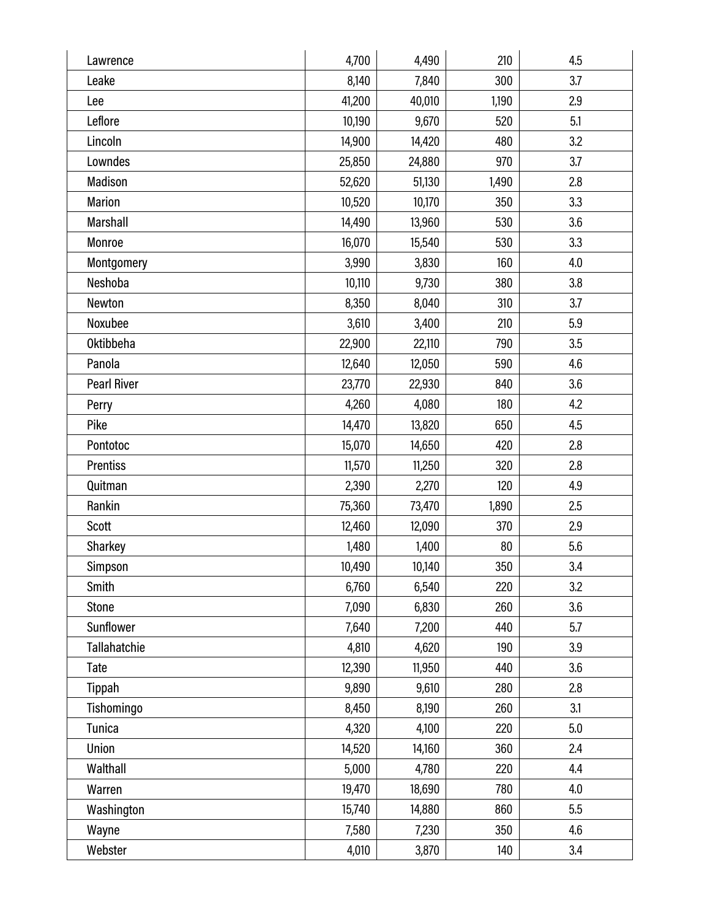| | | | | |
|---|---|---|---|---|
| Lawrence | 4,700 | 4,490 | 210 | 4.5 |
| Leake | 8,140 | 7,840 | 300 | 3.7 |
| Lee | 41,200 | 40,010 | 1,190 | 2.9 |
| Leflore | 10,190 | 9,670 | 520 | 5.1 |
| Lincoln | 14,900 | 14,420 | 480 | 3.2 |
| Lowndes | 25,850 | 24,880 | 970 | 3.7 |
| Madison | 52,620 | 51,130 | 1,490 | 2.8 |
| Marion | 10,520 | 10,170 | 350 | 3.3 |
| Marshall | 14,490 | 13,960 | 530 | 3.6 |
| Monroe | 16,070 | 15,540 | 530 | 3.3 |
| Montgomery | 3,990 | 3,830 | 160 | 4.0 |
| Neshoba | 10,110 | 9,730 | 380 | 3.8 |
| Newton | 8,350 | 8,040 | 310 | 3.7 |
| Noxubee | 3,610 | 3,400 | 210 | 5.9 |
| Oktibbeha | 22,900 | 22,110 | 790 | 3.5 |
| Panola | 12,640 | 12,050 | 590 | 4.6 |
| Pearl River | 23,770 | 22,930 | 840 | 3.6 |
| Perry | 4,260 | 4,080 | 180 | 4.2 |
| Pike | 14,470 | 13,820 | 650 | 4.5 |
| Pontotoc | 15,070 | 14,650 | 420 | 2.8 |
| Prentiss | 11,570 | 11,250 | 320 | 2.8 |
| Quitman | 2,390 | 2,270 | 120 | 4.9 |
| Rankin | 75,360 | 73,470 | 1,890 | 2.5 |
| Scott | 12,460 | 12,090 | 370 | 2.9 |
| Sharkey | 1,480 | 1,400 | 80 | 5.6 |
| Simpson | 10,490 | 10,140 | 350 | 3.4 |
| Smith | 6,760 | 6,540 | 220 | 3.2 |
| Stone | 7,090 | 6,830 | 260 | 3.6 |
| Sunflower | 7,640 | 7,200 | 440 | 5.7 |
| Tallahatchie | 4,810 | 4,620 | 190 | 3.9 |
| Tate | 12,390 | 11,950 | 440 | 3.6 |
| Tippah | 9,890 | 9,610 | 280 | 2.8 |
| Tishomingo | 8,450 | 8,190 | 260 | 3.1 |
| Tunica | 4,320 | 4,100 | 220 | 5.0 |
| Union | 14,520 | 14,160 | 360 | 2.4 |
| Walthall | 5,000 | 4,780 | 220 | 4.4 |
| Warren | 19,470 | 18,690 | 780 | 4.0 |
| Washington | 15,740 | 14,880 | 860 | 5.5 |
| Wayne | 7,580 | 7,230 | 350 | 4.6 |
| Webster | 4,010 | 3,870 | 140 | 3.4 |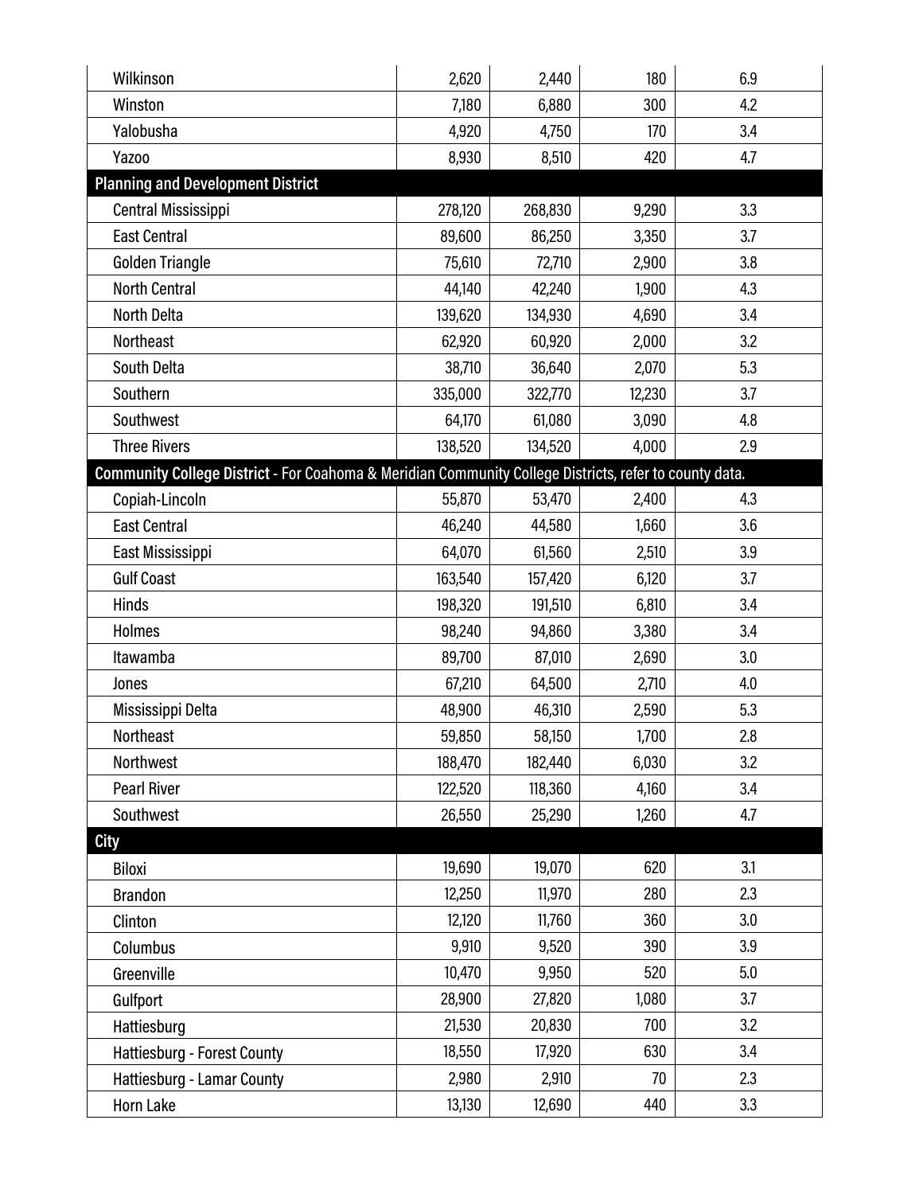| | | | | |
|---|---|---|---|---|
| Wilkinson | 2,620 | 2,440 | 180 | 6.9 |
| Winston | 7,180 | 6,880 | 300 | 4.2 |
| Yalobusha | 4,920 | 4,750 | 170 | 3.4 |
| Yazoo | 8,930 | 8,510 | 420 | 4.7 |
| **Planning and Development District** | | | | |
| Central Mississippi | 278,120 | 268,830 | 9,290 | 3.3 |
| East Central | 89,600 | 86,250 | 3,350 | 3.7 |
| Golden Triangle | 75,610 | 72,710 | 2,900 | 3.8 |
| North Central | 44,140 | 42,240 | 1,900 | 4.3 |
| North Delta | 139,620 | 134,930 | 4,690 | 3.4 |
| Northeast | 62,920 | 60,920 | 2,000 | 3.2 |
| South Delta | 38,710 | 36,640 | 2,070 | 5.3 |
| Southern | 335,000 | 322,770 | 12,230 | 3.7 |
| Southwest | 64,170 | 61,080 | 3,090 | 4.8 |
| Three Rivers | 138,520 | 134,520 | 4,000 | 2.9 |
| **Community College District** - For Coahoma & Meridian Community College Districts, refer to county data. | | | | |
| Copiah-Lincoln | 55,870 | 53,470 | 2,400 | 4.3 |
| East Central | 46,240 | 44,580 | 1,660 | 3.6 |
| East Mississippi | 64,070 | 61,560 | 2,510 | 3.9 |
| Gulf Coast | 163,540 | 157,420 | 6,120 | 3.7 |
| Hinds | 198,320 | 191,510 | 6,810 | 3.4 |
| Holmes | 98,240 | 94,860 | 3,380 | 3.4 |
| Itawamba | 89,700 | 87,010 | 2,690 | 3.0 |
| Jones | 67,210 | 64,500 | 2,710 | 4.0 |
| Mississippi Delta | 48,900 | 46,310 | 2,590 | 5.3 |
| Northeast | 59,850 | 58,150 | 1,700 | 2.8 |
| Northwest | 188,470 | 182,440 | 6,030 | 3.2 |
| Pearl River | 122,520 | 118,360 | 4,160 | 3.4 |
| Southwest | 26,550 | 25,290 | 1,260 | 4.7 |
| **City** | | | | |
| Biloxi | 19,690 | 19,070 | 620 | 3.1 |
| Brandon | 12,250 | 11,970 | 280 | 2.3 |
| Clinton | 12,120 | 11,760 | 360 | 3.0 |
| Columbus | 9,910 | 9,520 | 390 | 3.9 |
| Greenville | 10,470 | 9,950 | 520 | 5.0 |
| Gulfport | 28,900 | 27,820 | 1,080 | 3.7 |
| Hattiesburg | 21,530 | 20,830 | 700 | 3.2 |
| Hattiesburg - Forest County | 18,550 | 17,920 | 630 | 3.4 |
| Hattiesburg - Lamar County | 2,980 | 2,910 | 70 | 2.3 |
| Horn Lake | 13,130 | 12,690 | 440 | 3.3 |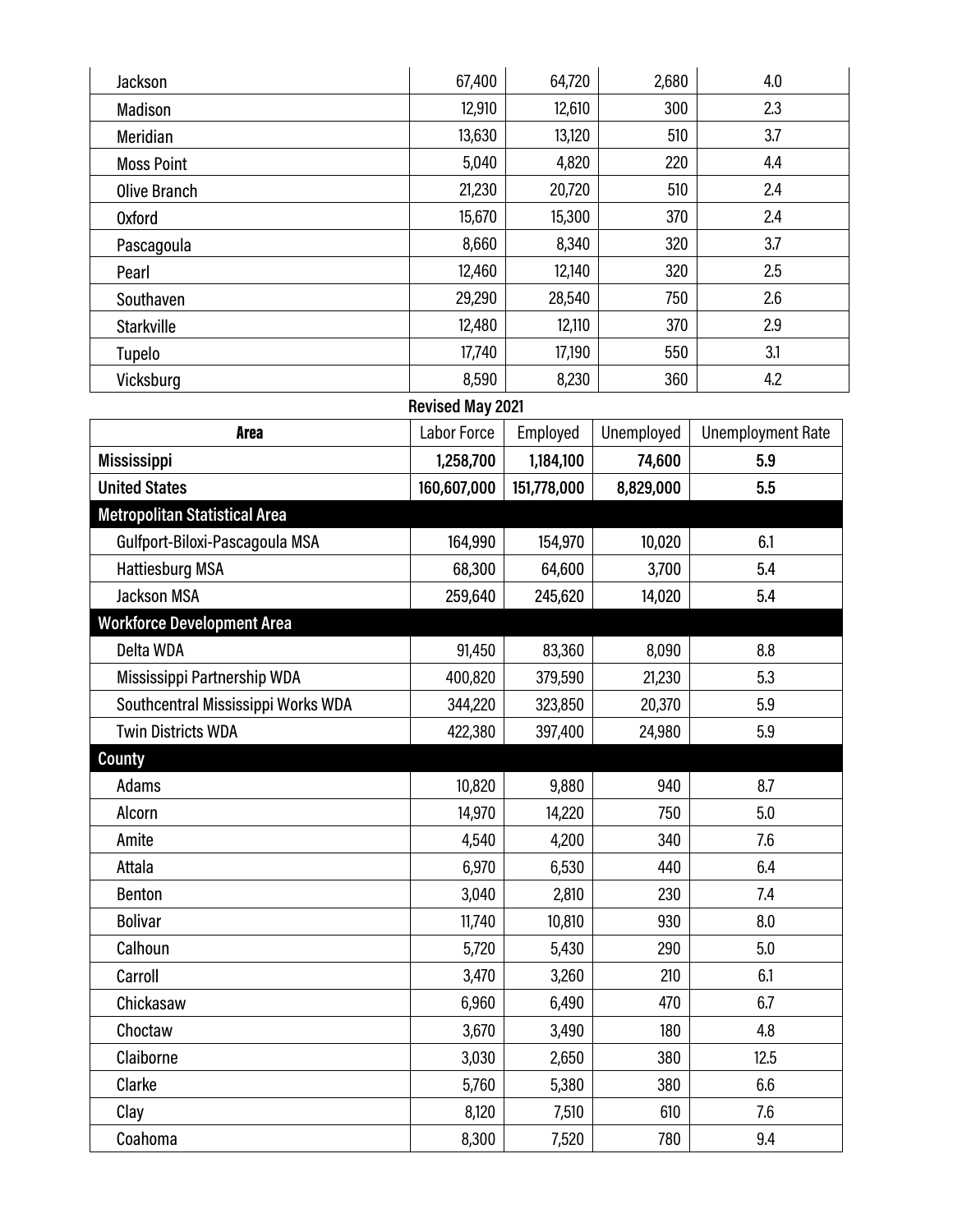| | | | | |
|---|---|---|---|---|
| Jackson | 67,400 | 64,720 | 2,680 | 4.0 |
| Madison | 12,910 | 12,610 | 300 | 2.3 |
| Meridian | 13,630 | 13,120 | 510 | 3.7 |
| Moss Point | 5,040 | 4,820 | 220 | 4.4 |
| Olive Branch | 21,230 | 20,720 | 510 | 2.4 |
| Oxford | 15,670 | 15,300 | 370 | 2.4 |
| Pascagoula | 8,660 | 8,340 | 320 | 3.7 |
| Pearl | 12,460 | 12,140 | 320 | 2.5 |
| Southaven | 29,290 | 28,540 | 750 | 2.6 |
| Starkville | 12,480 | 12,110 | 370 | 2.9 |
| Tupelo | 17,740 | 17,190 | 550 | 3.1 |
| Vicksburg | 8,590 | 8,230 | 360 | 4.2 |

**Revised May 2021**

| Area | Labor Force | Employed | Unemployed | Unemployment Rate |
|---|---|---|---|---|
| **Mississippi** | **1,258,700** | **1,184,100** | **74,600** | **5.9** |
| **United States** | **160,607,000** | **151,778,000** | **8,829,000** | **5.5** |
| **Metropolitan Statistical Area** | | | | |
| Gulfport-Biloxi-Pascagoula MSA | 164,990 | 154,970 | 10,020 | 6.1 |
| Hattiesburg MSA | 68,300 | 64,600 | 3,700 | 5.4 |
| Jackson MSA | 259,640 | 245,620 | 14,020 | 5.4 |
| **Workforce Development Area** | | | | |
| Delta WDA | 91,450 | 83,360 | 8,090 | 8.8 |
| Mississippi Partnership WDA | 400,820 | 379,590 | 21,230 | 5.3 |
| Southcentral Mississippi Works WDA | 344,220 | 323,850 | 20,370 | 5.9 |
| Twin Districts WDA | 422,380 | 397,400 | 24,980 | 5.9 |
| **County** | | | | |
| Adams | 10,820 | 9,880 | 940 | 8.7 |
| Alcorn | 14,970 | 14,220 | 750 | 5.0 |
| Amite | 4,540 | 4,200 | 340 | 7.6 |
| Attala | 6,970 | 6,530 | 440 | 6.4 |
| Benton | 3,040 | 2,810 | 230 | 7.4 |
| Bolivar | 11,740 | 10,810 | 930 | 8.0 |
| Calhoun | 5,720 | 5,430 | 290 | 5.0 |
| Carroll | 3,470 | 3,260 | 210 | 6.1 |
| Chickasaw | 6,960 | 6,490 | 470 | 6.7 |
| Choctaw | 3,670 | 3,490 | 180 | 4.8 |
| Claiborne | 3,030 | 2,650 | 380 | 12.5 |
| Clarke | 5,760 | 5,380 | 380 | 6.6 |
| Clay | 8,120 | 7,510 | 610 | 7.6 |
| Coahoma | 8,300 | 7,520 | 780 | 9.4 |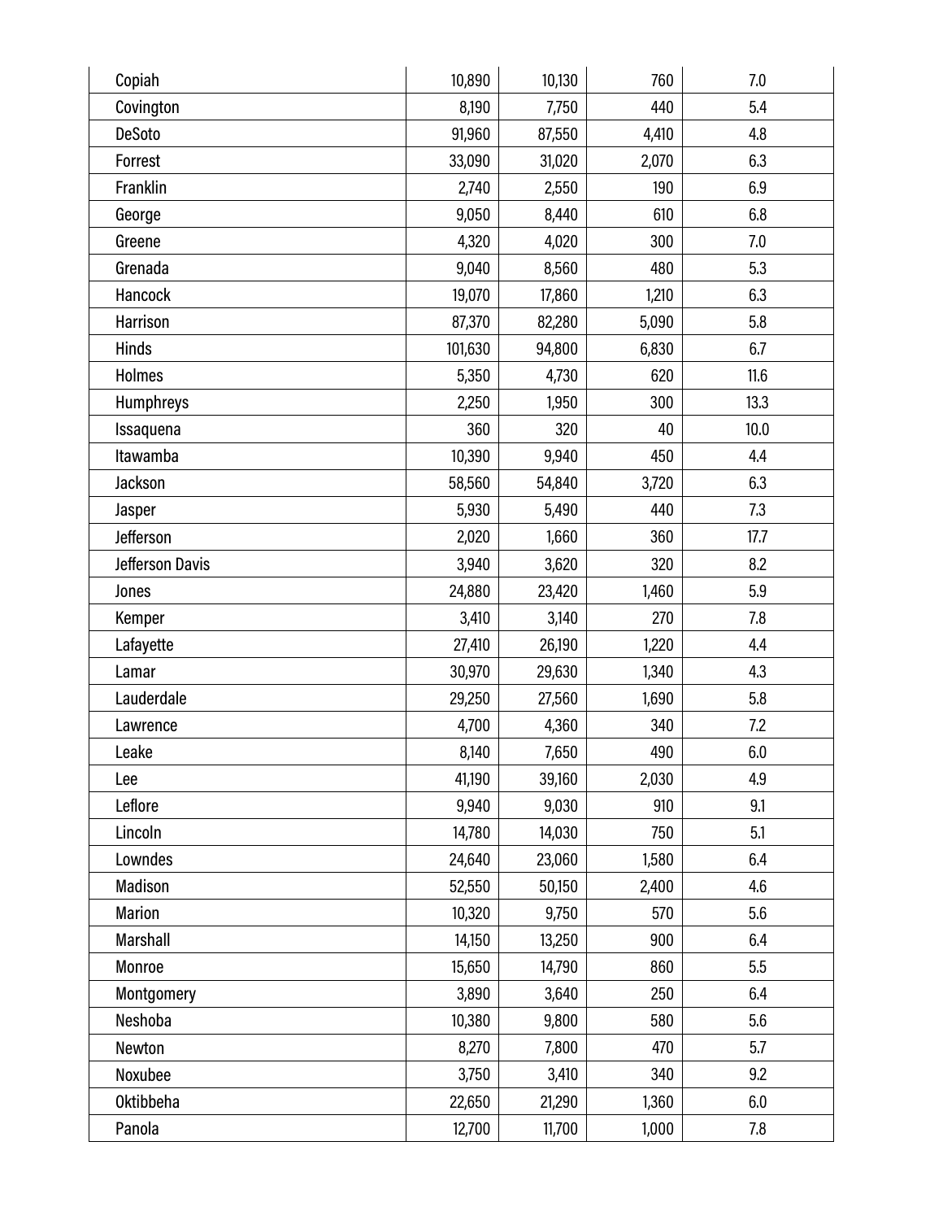| | | | | |
|---|---|---|---|---|
| Copiah | 10,890 | 10,130 | 760 | 7.0 |
| Covington | 8,190 | 7,750 | 440 | 5.4 |
| DeSoto | 91,960 | 87,550 | 4,410 | 4.8 |
| Forrest | 33,090 | 31,020 | 2,070 | 6.3 |
| Franklin | 2,740 | 2,550 | 190 | 6.9 |
| George | 9,050 | 8,440 | 610 | 6.8 |
| Greene | 4,320 | 4,020 | 300 | 7.0 |
| Grenada | 9,040 | 8,560 | 480 | 5.3 |
| Hancock | 19,070 | 17,860 | 1,210 | 6.3 |
| Harrison | 87,370 | 82,280 | 5,090 | 5.8 |
| Hinds | 101,630 | 94,800 | 6,830 | 6.7 |
| Holmes | 5,350 | 4,730 | 620 | 11.6 |
| Humphreys | 2,250 | 1,950 | 300 | 13.3 |
| Issaquena | 360 | 320 | 40 | 10.0 |
| Itawamba | 10,390 | 9,940 | 450 | 4.4 |
| Jackson | 58,560 | 54,840 | 3,720 | 6.3 |
| Jasper | 5,930 | 5,490 | 440 | 7.3 |
| Jefferson | 2,020 | 1,660 | 360 | 17.7 |
| Jefferson Davis | 3,940 | 3,620 | 320 | 8.2 |
| Jones | 24,880 | 23,420 | 1,460 | 5.9 |
| Kemper | 3,410 | 3,140 | 270 | 7.8 |
| Lafayette | 27,410 | 26,190 | 1,220 | 4.4 |
| Lamar | 30,970 | 29,630 | 1,340 | 4.3 |
| Lauderdale | 29,250 | 27,560 | 1,690 | 5.8 |
| Lawrence | 4,700 | 4,360 | 340 | 7.2 |
| Leake | 8,140 | 7,650 | 490 | 6.0 |
| Lee | 41,190 | 39,160 | 2,030 | 4.9 |
| Leflore | 9,940 | 9,030 | 910 | 9.1 |
| Lincoln | 14,780 | 14,030 | 750 | 5.1 |
| Lowndes | 24,640 | 23,060 | 1,580 | 6.4 |
| Madison | 52,550 | 50,150 | 2,400 | 4.6 |
| Marion | 10,320 | 9,750 | 570 | 5.6 |
| Marshall | 14,150 | 13,250 | 900 | 6.4 |
| Monroe | 15,650 | 14,790 | 860 | 5.5 |
| Montgomery | 3,890 | 3,640 | 250 | 6.4 |
| Neshoba | 10,380 | 9,800 | 580 | 5.6 |
| Newton | 8,270 | 7,800 | 470 | 5.7 |
| Noxubee | 3,750 | 3,410 | 340 | 9.2 |
| Oktibbeha | 22,650 | 21,290 | 1,360 | 6.0 |
| Panola | 12,700 | 11,700 | 1,000 | 7.8 |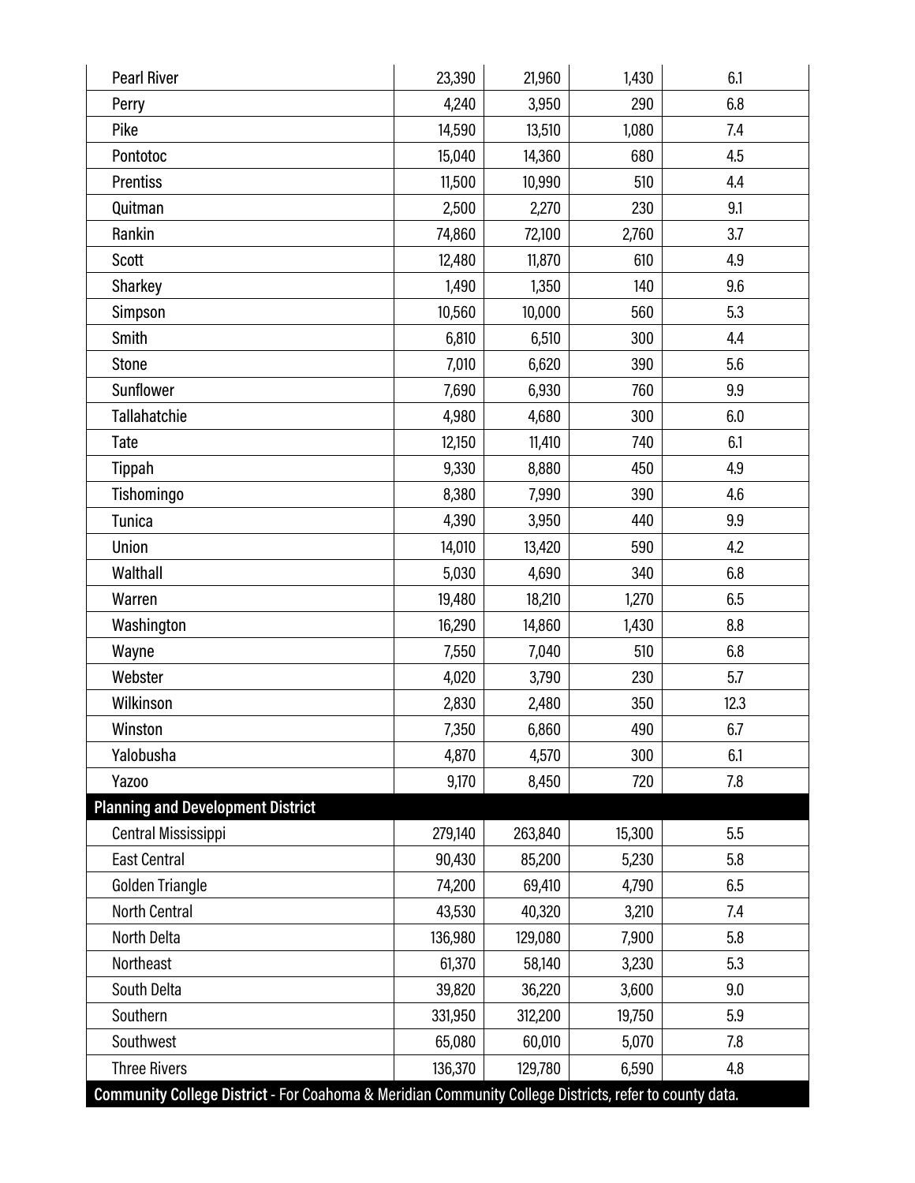| | | | | |
|---|---|---|---|---|
| Pearl River | 23,390 | 21,960 | 1,430 | 6.1 |
| Perry | 4,240 | 3,950 | 290 | 6.8 |
| Pike | 14,590 | 13,510 | 1,080 | 7.4 |
| Pontotoc | 15,040 | 14,360 | 680 | 4.5 |
| Prentiss | 11,500 | 10,990 | 510 | 4.4 |
| Quitman | 2,500 | 2,270 | 230 | 9.1 |
| Rankin | 74,860 | 72,100 | 2,760 | 3.7 |
| Scott | 12,480 | 11,870 | 610 | 4.9 |
| Sharkey | 1,490 | 1,350 | 140 | 9.6 |
| Simpson | 10,560 | 10,000 | 560 | 5.3 |
| Smith | 6,810 | 6,510 | 300 | 4.4 |
| Stone | 7,010 | 6,620 | 390 | 5.6 |
| Sunflower | 7,690 | 6,930 | 760 | 9.9 |
| Tallahatchie | 4,980 | 4,680 | 300 | 6.0 |
| Tate | 12,150 | 11,410 | 740 | 6.1 |
| Tippah | 9,330 | 8,880 | 450 | 4.9 |
| Tishomingo | 8,380 | 7,990 | 390 | 4.6 |
| Tunica | 4,390 | 3,950 | 440 | 9.9 |
| Union | 14,010 | 13,420 | 590 | 4.2 |
| Walthall | 5,030 | 4,690 | 340 | 6.8 |
| Warren | 19,480 | 18,210 | 1,270 | 6.5 |
| Washington | 16,290 | 14,860 | 1,430 | 8.8 |
| Wayne | 7,550 | 7,040 | 510 | 6.8 |
| Webster | 4,020 | 3,790 | 230 | 5.7 |
| Wilkinson | 2,830 | 2,480 | 350 | 12.3 |
| Winston | 7,350 | 6,860 | 490 | 6.7 |
| Yalobusha | 4,870 | 4,570 | 300 | 6.1 |
| Yazoo | 9,170 | 8,450 | 720 | 7.8 |
| **Planning and Development District** | | | | |
| Central Mississippi | 279,140 | 263,840 | 15,300 | 5.5 |
| East Central | 90,430 | 85,200 | 5,230 | 5.8 |
| Golden Triangle | 74,200 | 69,410 | 4,790 | 6.5 |
| North Central | 43,530 | 40,320 | 3,210 | 7.4 |
| North Delta | 136,980 | 129,080 | 7,900 | 5.8 |
| Northeast | 61,370 | 58,140 | 3,230 | 5.3 |
| South Delta | 39,820 | 36,220 | 3,600 | 9.0 |
| Southern | 331,950 | 312,200 | 19,750 | 5.9 |
| Southwest | 65,080 | 60,010 | 5,070 | 7.8 |
| Three Rivers | 136,370 | 129,780 | 6,590 | 4.8 |

**Community College District** - For Coahoma & Meridian Community College Districts, refer to county data.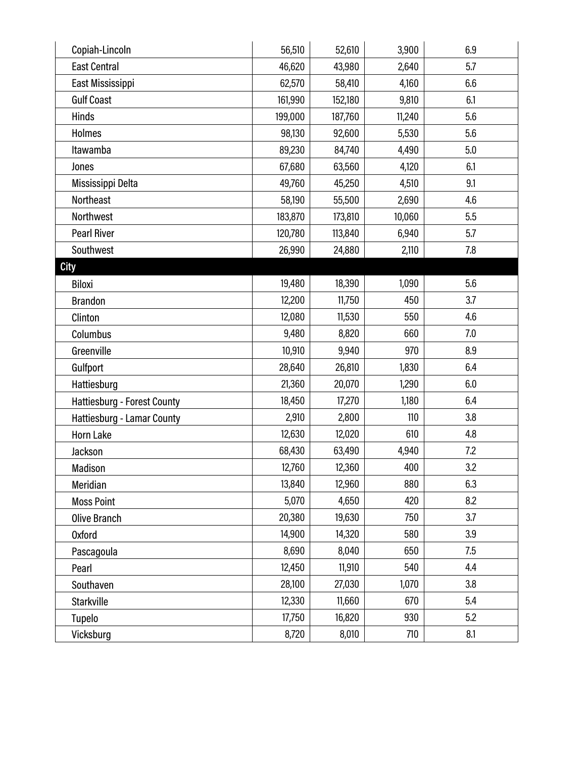| | | | | |
|---|---|---|---|---|
| Copiah-Lincoln | 56,510 | 52,610 | 3,900 | 6.9 |
| East Central | 46,620 | 43,980 | 2,640 | 5.7 |
| East Mississippi | 62,570 | 58,410 | 4,160 | 6.6 |
| Gulf Coast | 161,990 | 152,180 | 9,810 | 6.1 |
| Hinds | 199,000 | 187,760 | 11,240 | 5.6 |
| Holmes | 98,130 | 92,600 | 5,530 | 5.6 |
| Itawamba | 89,230 | 84,740 | 4,490 | 5.0 |
| Jones | 67,680 | 63,560 | 4,120 | 6.1 |
| Mississippi Delta | 49,760 | 45,250 | 4,510 | 9.1 |
| Northeast | 58,190 | 55,500 | 2,690 | 4.6 |
| Northwest | 183,870 | 173,810 | 10,060 | 5.5 |
| Pearl River | 120,780 | 113,840 | 6,940 | 5.7 |
| Southwest | 26,990 | 24,880 | 2,110 | 7.8 |
| **City** | | | | |
| Biloxi | 19,480 | 18,390 | 1,090 | 5.6 |
| Brandon | 12,200 | 11,750 | 450 | 3.7 |
| Clinton | 12,080 | 11,530 | 550 | 4.6 |
| Columbus | 9,480 | 8,820 | 660 | 7.0 |
| Greenville | 10,910 | 9,940 | 970 | 8.9 |
| Gulfport | 28,640 | 26,810 | 1,830 | 6.4 |
| Hattiesburg | 21,360 | 20,070 | 1,290 | 6.0 |
| Hattiesburg - Forest County | 18,450 | 17,270 | 1,180 | 6.4 |
| Hattiesburg - Lamar County | 2,910 | 2,800 | 110 | 3.8 |
| Horn Lake | 12,630 | 12,020 | 610 | 4.8 |
| Jackson | 68,430 | 63,490 | 4,940 | 7.2 |
| Madison | 12,760 | 12,360 | 400 | 3.2 |
| Meridian | 13,840 | 12,960 | 880 | 6.3 |
| Moss Point | 5,070 | 4,650 | 420 | 8.2 |
| Olive Branch | 20,380 | 19,630 | 750 | 3.7 |
| Oxford | 14,900 | 14,320 | 580 | 3.9 |
| Pascagoula | 8,690 | 8,040 | 650 | 7.5 |
| Pearl | 12,450 | 11,910 | 540 | 4.4 |
| Southaven | 28,100 | 27,030 | 1,070 | 3.8 |
| Starkville | 12,330 | 11,660 | 670 | 5.4 |
| Tupelo | 17,750 | 16,820 | 930 | 5.2 |
| Vicksburg | 8,720 | 8,010 | 710 | 8.1 |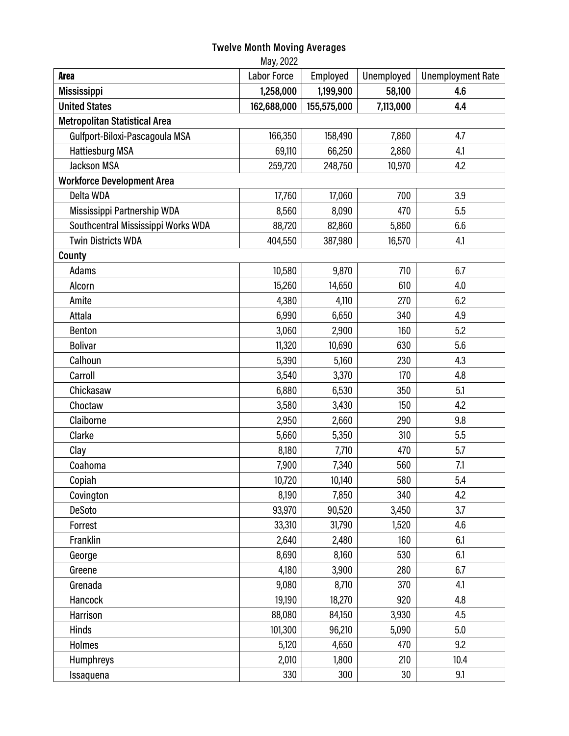**Twelve Month Moving Averages**

May, 2022

| Area | Labor Force | Employed | Unemployed | Unemployment Rate |
|---|---|---|---|---|
| **Mississippi** | **1,258,000** | **1,199,900** | **58,100** | **4.6** |
| **United States** | **162,688,000** | **155,575,000** | **7,113,000** | **4.4** |
| **Metropolitan Statistical Area** | | | | |
| Gulfport-Biloxi-Pascagoula MSA | 166,350 | 158,490 | 7,860 | 4.7 |
| Hattiesburg MSA | 69,110 | 66,250 | 2,860 | 4.1 |
| Jackson MSA | 259,720 | 248,750 | 10,970 | 4.2 |
| **Workforce Development Area** | | | | |
| Delta WDA | 17,760 | 17,060 | 700 | 3.9 |
| Mississippi Partnership WDA | 8,560 | 8,090 | 470 | 5.5 |
| Southcentral Mississippi Works WDA | 88,720 | 82,860 | 5,860 | 6.6 |
| Twin Districts WDA | 404,550 | 387,980 | 16,570 | 4.1 |
| **County** | | | | |
| Adams | 10,580 | 9,870 | 710 | 6.7 |
| Alcorn | 15,260 | 14,650 | 610 | 4.0 |
| Amite | 4,380 | 4,110 | 270 | 6.2 |
| Attala | 6,990 | 6,650 | 340 | 4.9 |
| Benton | 3,060 | 2,900 | 160 | 5.2 |
| Bolivar | 11,320 | 10,690 | 630 | 5.6 |
| Calhoun | 5,390 | 5,160 | 230 | 4.3 |
| Carroll | 3,540 | 3,370 | 170 | 4.8 |
| Chickasaw | 6,880 | 6,530 | 350 | 5.1 |
| Choctaw | 3,580 | 3,430 | 150 | 4.2 |
| Claiborne | 2,950 | 2,660 | 290 | 9.8 |
| Clarke | 5,660 | 5,350 | 310 | 5.5 |
| Clay | 8,180 | 7,710 | 470 | 5.7 |
| Coahoma | 7,900 | 7,340 | 560 | 7.1 |
| Copiah | 10,720 | 10,140 | 580 | 5.4 |
| Covington | 8,190 | 7,850 | 340 | 4.2 |
| DeSoto | 93,970 | 90,520 | 3,450 | 3.7 |
| Forrest | 33,310 | 31,790 | 1,520 | 4.6 |
| Franklin | 2,640 | 2,480 | 160 | 6.1 |
| George | 8,690 | 8,160 | 530 | 6.1 |
| Greene | 4,180 | 3,900 | 280 | 6.7 |
| Grenada | 9,080 | 8,710 | 370 | 4.1 |
| Hancock | 19,190 | 18,270 | 920 | 4.8 |
| Harrison | 88,080 | 84,150 | 3,930 | 4.5 |
| Hinds | 101,300 | 96,210 | 5,090 | 5.0 |
| Holmes | 5,120 | 4,650 | 470 | 9.2 |
| Humphreys | 2,010 | 1,800 | 210 | 10.4 |
| Issaquena | 330 | 300 | 30 | 9.1 |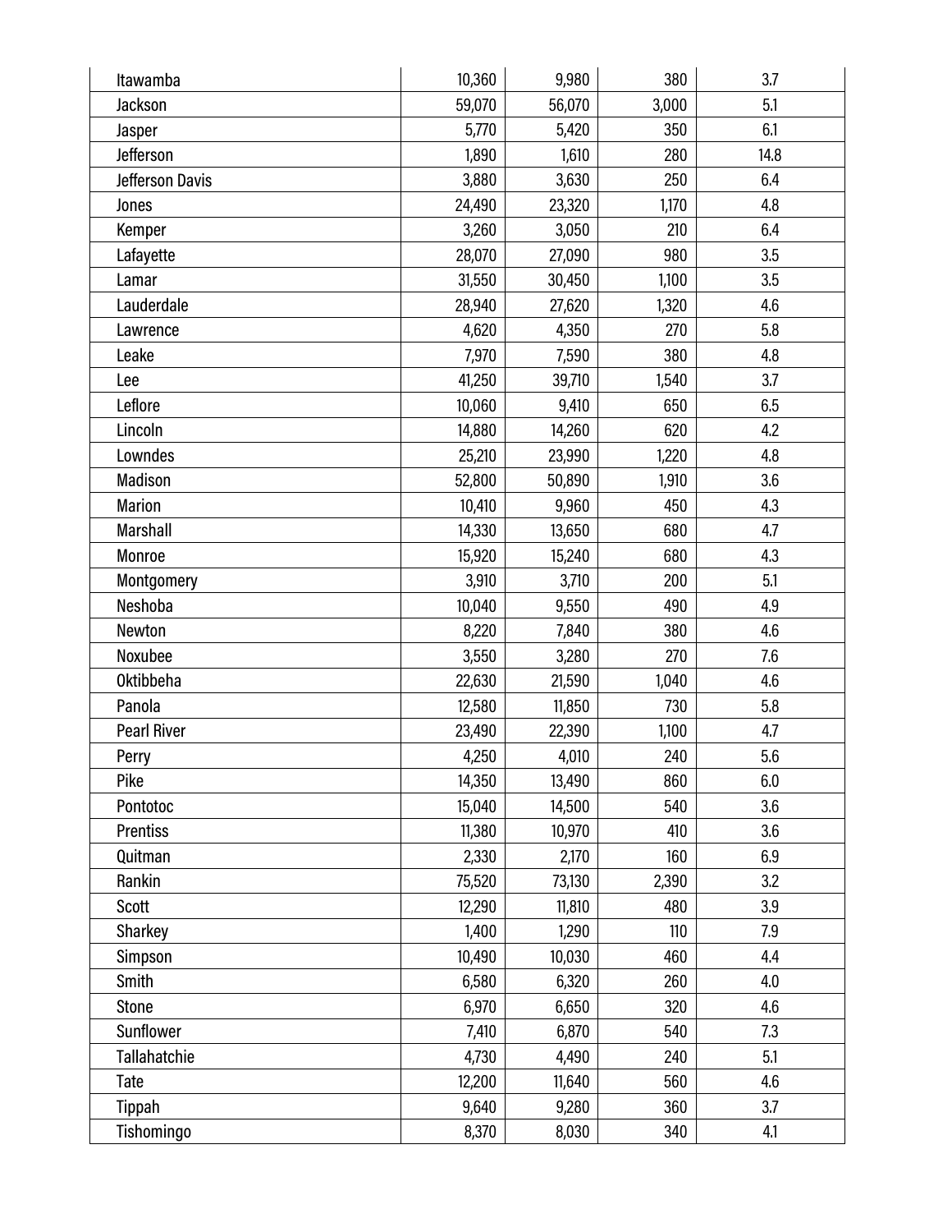| | | | | |
|---|---|---|---|---|
| Itawamba | 10,360 | 9,980 | 380 | 3.7 |
| Jackson | 59,070 | 56,070 | 3,000 | 5.1 |
| Jasper | 5,770 | 5,420 | 350 | 6.1 |
| Jefferson | 1,890 | 1,610 | 280 | 14.8 |
| Jefferson Davis | 3,880 | 3,630 | 250 | 6.4 |
| Jones | 24,490 | 23,320 | 1,170 | 4.8 |
| Kemper | 3,260 | 3,050 | 210 | 6.4 |
| Lafayette | 28,070 | 27,090 | 980 | 3.5 |
| Lamar | 31,550 | 30,450 | 1,100 | 3.5 |
| Lauderdale | 28,940 | 27,620 | 1,320 | 4.6 |
| Lawrence | 4,620 | 4,350 | 270 | 5.8 |
| Leake | 7,970 | 7,590 | 380 | 4.8 |
| Lee | 41,250 | 39,710 | 1,540 | 3.7 |
| Leflore | 10,060 | 9,410 | 650 | 6.5 |
| Lincoln | 14,880 | 14,260 | 620 | 4.2 |
| Lowndes | 25,210 | 23,990 | 1,220 | 4.8 |
| Madison | 52,800 | 50,890 | 1,910 | 3.6 |
| Marion | 10,410 | 9,960 | 450 | 4.3 |
| Marshall | 14,330 | 13,650 | 680 | 4.7 |
| Monroe | 15,920 | 15,240 | 680 | 4.3 |
| Montgomery | 3,910 | 3,710 | 200 | 5.1 |
| Neshoba | 10,040 | 9,550 | 490 | 4.9 |
| Newton | 8,220 | 7,840 | 380 | 4.6 |
| Noxubee | 3,550 | 3,280 | 270 | 7.6 |
| Oktibbeha | 22,630 | 21,590 | 1,040 | 4.6 |
| Panola | 12,580 | 11,850 | 730 | 5.8 |
| Pearl River | 23,490 | 22,390 | 1,100 | 4.7 |
| Perry | 4,250 | 4,010 | 240 | 5.6 |
| Pike | 14,350 | 13,490 | 860 | 6.0 |
| Pontotoc | 15,040 | 14,500 | 540 | 3.6 |
| Prentiss | 11,380 | 10,970 | 410 | 3.6 |
| Quitman | 2,330 | 2,170 | 160 | 6.9 |
| Rankin | 75,520 | 73,130 | 2,390 | 3.2 |
| Scott | 12,290 | 11,810 | 480 | 3.9 |
| Sharkey | 1,400 | 1,290 | 110 | 7.9 |
| Simpson | 10,490 | 10,030 | 460 | 4.4 |
| Smith | 6,580 | 6,320 | 260 | 4.0 |
| Stone | 6,970 | 6,650 | 320 | 4.6 |
| Sunflower | 7,410 | 6,870 | 540 | 7.3 |
| Tallahatchie | 4,730 | 4,490 | 240 | 5.1 |
| Tate | 12,200 | 11,640 | 560 | 4.6 |
| Tippah | 9,640 | 9,280 | 360 | 3.7 |
| Tishomingo | 8,370 | 8,030 | 340 | 4.1 |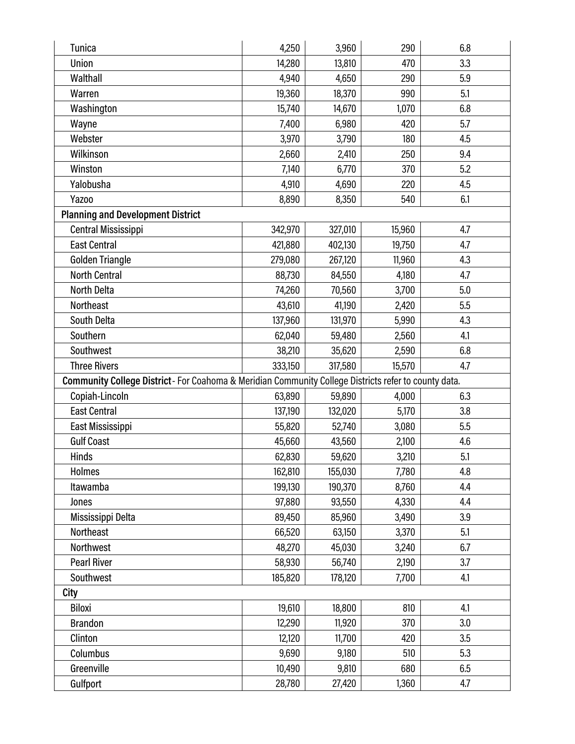| | | | | |
|---|---|---|---|---|
| Tunica | 4,250 | 3,960 | 290 | 6.8 |
| Union | 14,280 | 13,810 | 470 | 3.3 |
| Walthall | 4,940 | 4,650 | 290 | 5.9 |
| Warren | 19,360 | 18,370 | 990 | 5.1 |
| Washington | 15,740 | 14,670 | 1,070 | 6.8 |
| Wayne | 7,400 | 6,980 | 420 | 5.7 |
| Webster | 3,970 | 3,790 | 180 | 4.5 |
| Wilkinson | 2,660 | 2,410 | 250 | 9.4 |
| Winston | 7,140 | 6,770 | 370 | 5.2 |
| Yalobusha | 4,910 | 4,690 | 220 | 4.5 |
| Yazoo | 8,890 | 8,350 | 540 | 6.1 |
| **Planning and Development District** | | | | |
| Central Mississippi | 342,970 | 327,010 | 15,960 | 4.7 |
| East Central | 421,880 | 402,130 | 19,750 | 4.7 |
| Golden Triangle | 279,080 | 267,120 | 11,960 | 4.3 |
| North Central | 88,730 | 84,550 | 4,180 | 4.7 |
| North Delta | 74,260 | 70,560 | 3,700 | 5.0 |
| Northeast | 43,610 | 41,190 | 2,420 | 5.5 |
| South Delta | 137,960 | 131,970 | 5,990 | 4.3 |
| Southern | 62,040 | 59,480 | 2,560 | 4.1 |
| Southwest | 38,210 | 35,620 | 2,590 | 6.8 |
| Three Rivers | 333,150 | 317,580 | 15,570 | 4.7 |
| **Community College District** - For Coahoma & Meridian Community College Districts refer to county data. | | | | |
| Copiah-Lincoln | 63,890 | 59,890 | 4,000 | 6.3 |
| East Central | 137,190 | 132,020 | 5,170 | 3.8 |
| East Mississippi | 55,820 | 52,740 | 3,080 | 5.5 |
| Gulf Coast | 45,660 | 43,560 | 2,100 | 4.6 |
| Hinds | 62,830 | 59,620 | 3,210 | 5.1 |
| Holmes | 162,810 | 155,030 | 7,780 | 4.8 |
| Itawamba | 199,130 | 190,370 | 8,760 | 4.4 |
| Jones | 97,880 | 93,550 | 4,330 | 4.4 |
| Mississippi Delta | 89,450 | 85,960 | 3,490 | 3.9 |
| Northeast | 66,520 | 63,150 | 3,370 | 5.1 |
| Northwest | 48,270 | 45,030 | 3,240 | 6.7 |
| Pearl River | 58,930 | 56,740 | 2,190 | 3.7 |
| Southwest | 185,820 | 178,120 | 7,700 | 4.1 |
| **City** | | | | |
| Biloxi | 19,610 | 18,800 | 810 | 4.1 |
| Brandon | 12,290 | 11,920 | 370 | 3.0 |
| Clinton | 12,120 | 11,700 | 420 | 3.5 |
| Columbus | 9,690 | 9,180 | 510 | 5.3 |
| Greenville | 10,490 | 9,810 | 680 | 6.5 |
| Gulfport | 28,780 | 27,420 | 1,360 | 4.7 |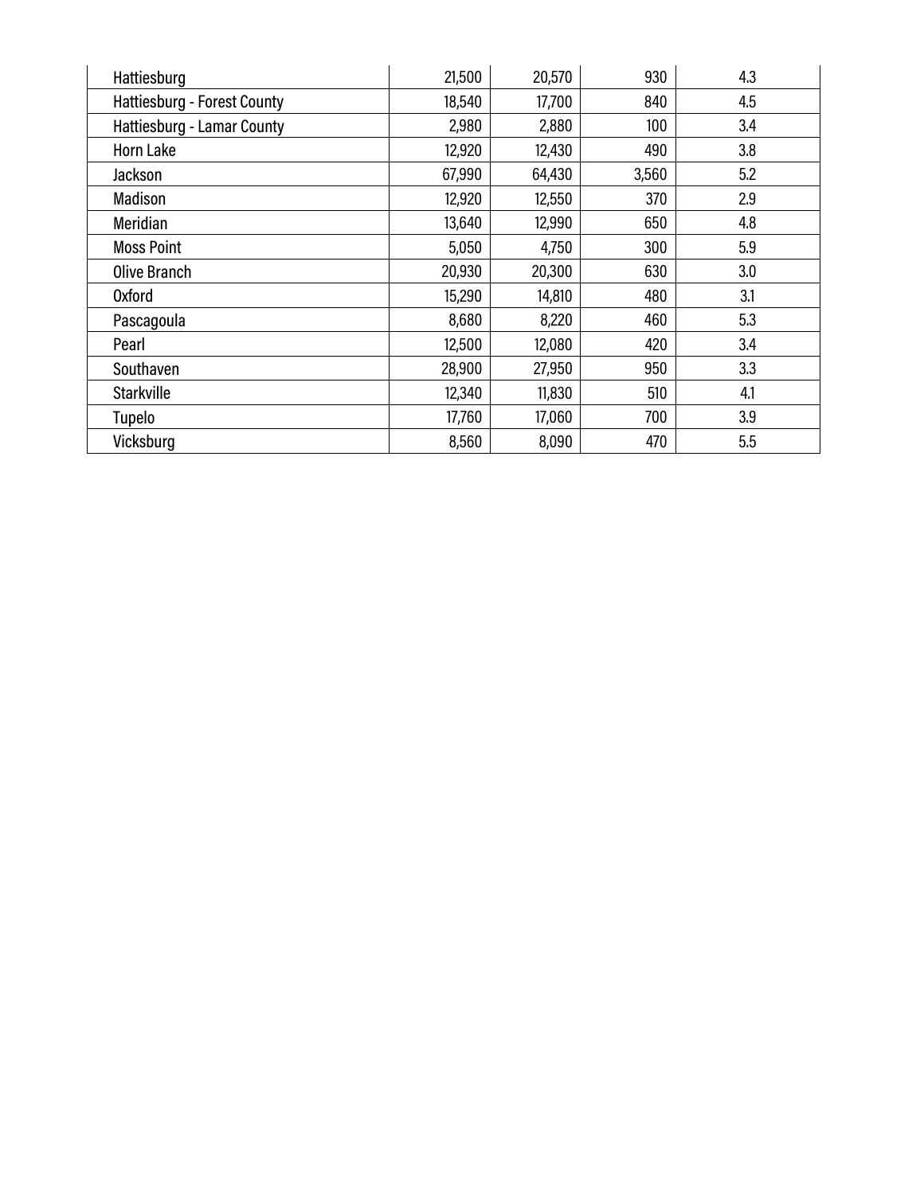| | | | | |
|---|---|---|---|---|
| Hattiesburg | 21,500 | 20,570 | 930 | 4.3 |
| Hattiesburg - Forest County | 18,540 | 17,700 | 840 | 4.5 |
| Hattiesburg - Lamar County | 2,980 | 2,880 | 100 | 3.4 |
| Horn Lake | 12,920 | 12,430 | 490 | 3.8 |
| Jackson | 67,990 | 64,430 | 3,560 | 5.2 |
| Madison | 12,920 | 12,550 | 370 | 2.9 |
| Meridian | 13,640 | 12,990 | 650 | 4.8 |
| Moss Point | 5,050 | 4,750 | 300 | 5.9 |
| Olive Branch | 20,930 | 20,300 | 630 | 3.0 |
| Oxford | 15,290 | 14,810 | 480 | 3.1 |
| Pascagoula | 8,680 | 8,220 | 460 | 5.3 |
| Pearl | 12,500 | 12,080 | 420 | 3.4 |
| Southaven | 28,900 | 27,950 | 950 | 3.3 |
| Starkville | 12,340 | 11,830 | 510 | 4.1 |
| Tupelo | 17,760 | 17,060 | 700 | 3.9 |
| Vicksburg | 8,560 | 8,090 | 470 | 5.5 |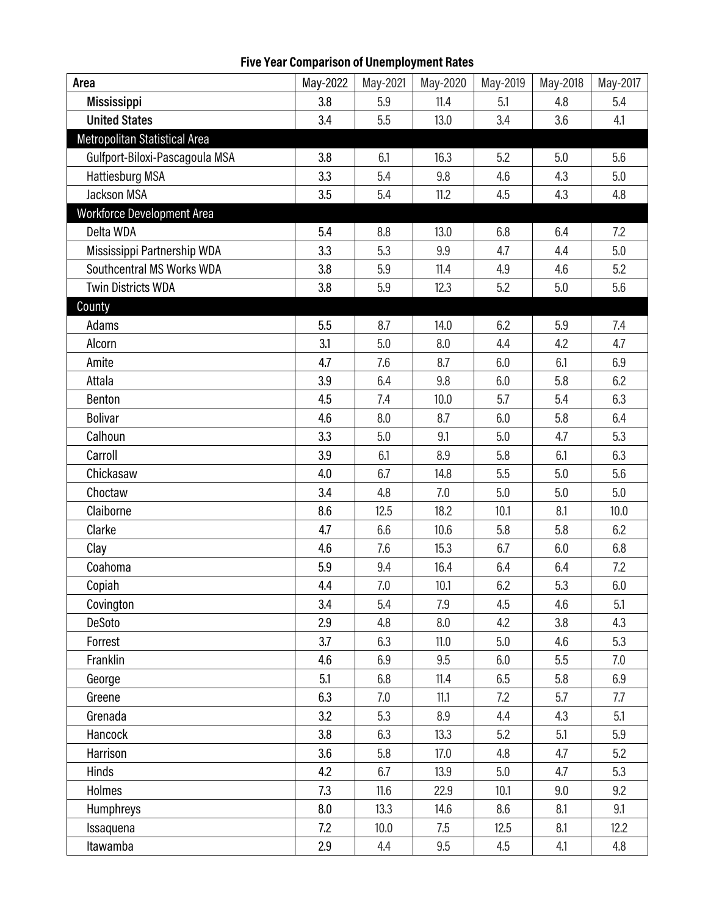### Five Year Comparison of Unemployment Rates

| Area | May-2022 | May-2021 | May-2020 | May-2019 | May-2018 | May-2017 |
|---|---|---|---|---|---|---|
| **Mississippi** | 3.8 | 5.9 | 11.4 | 5.1 | 4.8 | 5.4 |
| **United States** | 3.4 | 5.5 | 13.0 | 3.4 | 3.6 | 4.1 |
| **Metropolitan Statistical Area** | | | | | | |
| Gulfport-Biloxi-Pascagoula MSA | 3.8 | 6.1 | 16.3 | 5.2 | 5.0 | 5.6 |
| Hattiesburg MSA | 3.3 | 5.4 | 9.8 | 4.6 | 4.3 | 5.0 |
| Jackson MSA | 3.5 | 5.4 | 11.2 | 4.5 | 4.3 | 4.8 |
| **Workforce Development Area** | | | | | | |
| Delta WDA | 5.4 | 8.8 | 13.0 | 6.8 | 6.4 | 7.2 |
| Mississippi Partnership WDA | 3.3 | 5.3 | 9.9 | 4.7 | 4.4 | 5.0 |
| Southcentral MS Works WDA | 3.8 | 5.9 | 11.4 | 4.9 | 4.6 | 5.2 |
| Twin Districts WDA | 3.8 | 5.9 | 12.3 | 5.2 | 5.0 | 5.6 |
| **County** | | | | | | |
| Adams | 5.5 | 8.7 | 14.0 | 6.2 | 5.9 | 7.4 |
| Alcorn | 3.1 | 5.0 | 8.0 | 4.4 | 4.2 | 4.7 |
| Amite | 4.7 | 7.6 | 8.7 | 6.0 | 6.1 | 6.9 |
| Attala | 3.9 | 6.4 | 9.8 | 6.0 | 5.8 | 6.2 |
| Benton | 4.5 | 7.4 | 10.0 | 5.7 | 5.4 | 6.3 |
| Bolivar | 4.6 | 8.0 | 8.7 | 6.0 | 5.8 | 6.4 |
| Calhoun | 3.3 | 5.0 | 9.1 | 5.0 | 4.7 | 5.3 |
| Carroll | 3.9 | 6.1 | 8.9 | 5.8 | 6.1 | 6.3 |
| Chickasaw | 4.0 | 6.7 | 14.8 | 5.5 | 5.0 | 5.6 |
| Choctaw | 3.4 | 4.8 | 7.0 | 5.0 | 5.0 | 5.0 |
| Claiborne | 8.6 | 12.5 | 18.2 | 10.1 | 8.1 | 10.0 |
| Clarke | 4.7 | 6.6 | 10.6 | 5.8 | 5.8 | 6.2 |
| Clay | 4.6 | 7.6 | 15.3 | 6.7 | 6.0 | 6.8 |
| Coahoma | 5.9 | 9.4 | 16.4 | 6.4 | 6.4 | 7.2 |
| Copiah | 4.4 | 7.0 | 10.1 | 6.2 | 5.3 | 6.0 |
| Covington | 3.4 | 5.4 | 7.9 | 4.5 | 4.6 | 5.1 |
| DeSoto | 2.9 | 4.8 | 8.0 | 4.2 | 3.8 | 4.3 |
| Forrest | 3.7 | 6.3 | 11.0 | 5.0 | 4.6 | 5.3 |
| Franklin | 4.6 | 6.9 | 9.5 | 6.0 | 5.5 | 7.0 |
| George | 5.1 | 6.8 | 11.4 | 6.5 | 5.8 | 6.9 |
| Greene | 6.3 | 7.0 | 11.1 | 7.2 | 5.7 | 7.7 |
| Grenada | 3.2 | 5.3 | 8.9 | 4.4 | 4.3 | 5.1 |
| Hancock | 3.8 | 6.3 | 13.3 | 5.2 | 5.1 | 5.9 |
| Harrison | 3.6 | 5.8 | 17.0 | 4.8 | 4.7 | 5.2 |
| Hinds | 4.2 | 6.7 | 13.9 | 5.0 | 4.7 | 5.3 |
| Holmes | 7.3 | 11.6 | 22.9 | 10.1 | 9.0 | 9.2 |
| Humphreys | 8.0 | 13.3 | 14.6 | 8.6 | 8.1 | 9.1 |
| Issaquena | 7.2 | 10.0 | 7.5 | 12.5 | 8.1 | 12.2 |
| Itawamba | 2.9 | 4.4 | 9.5 | 4.5 | 4.1 | 4.8 |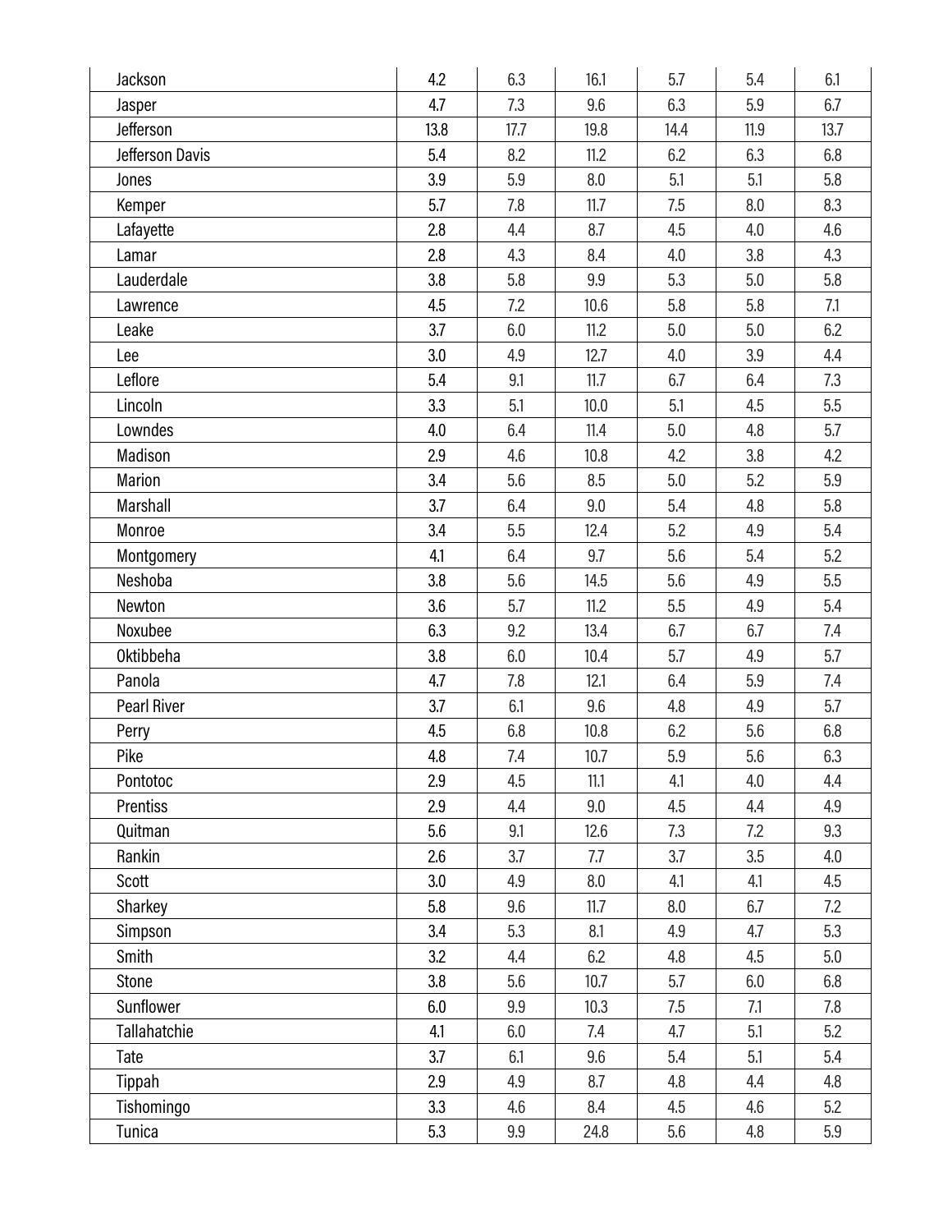| | | | | | | |
|---|---|---|---|---|---|---|
| Jackson | 4.2 | 6.3 | 16.1 | 5.7 | 5.4 | 6.1 |
| Jasper | 4.7 | 7.3 | 9.6 | 6.3 | 5.9 | 6.7 |
| Jefferson | 13.8 | 17.7 | 19.8 | 14.4 | 11.9 | 13.7 |
| Jefferson Davis | 5.4 | 8.2 | 11.2 | 6.2 | 6.3 | 6.8 |
| Jones | 3.9 | 5.9 | 8.0 | 5.1 | 5.1 | 5.8 |
| Kemper | 5.7 | 7.8 | 11.7 | 7.5 | 8.0 | 8.3 |
| Lafayette | 2.8 | 4.4 | 8.7 | 4.5 | 4.0 | 4.6 |
| Lamar | 2.8 | 4.3 | 8.4 | 4.0 | 3.8 | 4.3 |
| Lauderdale | 3.8 | 5.8 | 9.9 | 5.3 | 5.0 | 5.8 |
| Lawrence | 4.5 | 7.2 | 10.6 | 5.8 | 5.8 | 7.1 |
| Leake | 3.7 | 6.0 | 11.2 | 5.0 | 5.0 | 6.2 |
| Lee | 3.0 | 4.9 | 12.7 | 4.0 | 3.9 | 4.4 |
| Leflore | 5.4 | 9.1 | 11.7 | 6.7 | 6.4 | 7.3 |
| Lincoln | 3.3 | 5.1 | 10.0 | 5.1 | 4.5 | 5.5 |
| Lowndes | 4.0 | 6.4 | 11.4 | 5.0 | 4.8 | 5.7 |
| Madison | 2.9 | 4.6 | 10.8 | 4.2 | 3.8 | 4.2 |
| Marion | 3.4 | 5.6 | 8.5 | 5.0 | 5.2 | 5.9 |
| Marshall | 3.7 | 6.4 | 9.0 | 5.4 | 4.8 | 5.8 |
| Monroe | 3.4 | 5.5 | 12.4 | 5.2 | 4.9 | 5.4 |
| Montgomery | 4.1 | 6.4 | 9.7 | 5.6 | 5.4 | 5.2 |
| Neshoba | 3.8 | 5.6 | 14.5 | 5.6 | 4.9 | 5.5 |
| Newton | 3.6 | 5.7 | 11.2 | 5.5 | 4.9 | 5.4 |
| Noxubee | 6.3 | 9.2 | 13.4 | 6.7 | 6.7 | 7.4 |
| Oktibbeha | 3.8 | 6.0 | 10.4 | 5.7 | 4.9 | 5.7 |
| Panola | 4.7 | 7.8 | 12.1 | 6.4 | 5.9 | 7.4 |
| Pearl River | 3.7 | 6.1 | 9.6 | 4.8 | 4.9 | 5.7 |
| Perry | 4.5 | 6.8 | 10.8 | 6.2 | 5.6 | 6.8 |
| Pike | 4.8 | 7.4 | 10.7 | 5.9 | 5.6 | 6.3 |
| Pontotoc | 2.9 | 4.5 | 11.1 | 4.1 | 4.0 | 4.4 |
| Prentiss | 2.9 | 4.4 | 9.0 | 4.5 | 4.4 | 4.9 |
| Quitman | 5.6 | 9.1 | 12.6 | 7.3 | 7.2 | 9.3 |
| Rankin | 2.6 | 3.7 | 7.7 | 3.7 | 3.5 | 4.0 |
| Scott | 3.0 | 4.9 | 8.0 | 4.1 | 4.1 | 4.5 |
| Sharkey | 5.8 | 9.6 | 11.7 | 8.0 | 6.7 | 7.2 |
| Simpson | 3.4 | 5.3 | 8.1 | 4.9 | 4.7 | 5.3 |
| Smith | 3.2 | 4.4 | 6.2 | 4.8 | 4.5 | 5.0 |
| Stone | 3.8 | 5.6 | 10.7 | 5.7 | 6.0 | 6.8 |
| Sunflower | 6.0 | 9.9 | 10.3 | 7.5 | 7.1 | 7.8 |
| Tallahatchie | 4.1 | 6.0 | 7.4 | 4.7 | 5.1 | 5.2 |
| Tate | 3.7 | 6.1 | 9.6 | 5.4 | 5.1 | 5.4 |
| Tippah | 2.9 | 4.9 | 8.7 | 4.8 | 4.4 | 4.8 |
| Tishomingo | 3.3 | 4.6 | 8.4 | 4.5 | 4.6 | 5.2 |
| Tunica | 5.3 | 9.9 | 24.8 | 5.6 | 4.8 | 5.9 |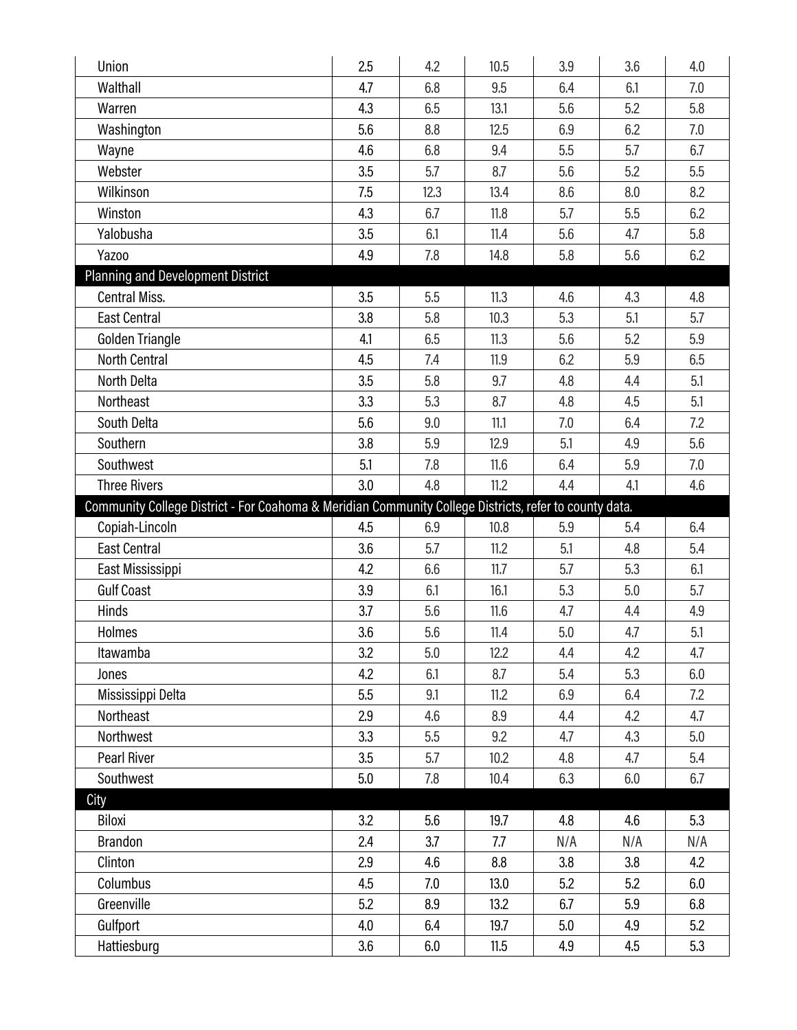| | | | | | | |
|---|---|---|---|---|---|---|
| Union | 2.5 | 4.2 | 10.5 | 3.9 | 3.6 | 4.0 |
| Walthall | 4.7 | 6.8 | 9.5 | 6.4 | 6.1 | 7.0 |
| Warren | 4.3 | 6.5 | 13.1 | 5.6 | 5.2 | 5.8 |
| Washington | 5.6 | 8.8 | 12.5 | 6.9 | 6.2 | 7.0 |
| Wayne | 4.6 | 6.8 | 9.4 | 5.5 | 5.7 | 6.7 |
| Webster | 3.5 | 5.7 | 8.7 | 5.6 | 5.2 | 5.5 |
| Wilkinson | 7.5 | 12.3 | 13.4 | 8.6 | 8.0 | 8.2 |
| Winston | 4.3 | 6.7 | 11.8 | 5.7 | 5.5 | 6.2 |
| Yalobusha | 3.5 | 6.1 | 11.4 | 5.6 | 4.7 | 5.8 |
| Yazoo | 4.9 | 7.8 | 14.8 | 5.8 | 5.6 | 6.2 |
| **Planning and Development District** | | | | | | |
| Central Miss. | 3.5 | 5.5 | 11.3 | 4.6 | 4.3 | 4.8 |
| East Central | 3.8 | 5.8 | 10.3 | 5.3 | 5.1 | 5.7 |
| Golden Triangle | 4.1 | 6.5 | 11.3 | 5.6 | 5.2 | 5.9 |
| North Central | 4.5 | 7.4 | 11.9 | 6.2 | 5.9 | 6.5 |
| North Delta | 3.5 | 5.8 | 9.7 | 4.8 | 4.4 | 5.1 |
| Northeast | 3.3 | 5.3 | 8.7 | 4.8 | 4.5 | 5.1 |
| South Delta | 5.6 | 9.0 | 11.1 | 7.0 | 6.4 | 7.2 |
| Southern | 3.8 | 5.9 | 12.9 | 5.1 | 4.9 | 5.6 |
| Southwest | 5.1 | 7.8 | 11.6 | 6.4 | 5.9 | 7.0 |
| Three Rivers | 3.0 | 4.8 | 11.2 | 4.4 | 4.1 | 4.6 |
| **Community College District - For Coahoma & Meridian Community College Districts, refer to county data.** | | | | | | |
| Copiah-Lincoln | 4.5 | 6.9 | 10.8 | 5.9 | 5.4 | 6.4 |
| East Central | 3.6 | 5.7 | 11.2 | 5.1 | 4.8 | 5.4 |
| East Mississippi | 4.2 | 6.6 | 11.7 | 5.7 | 5.3 | 6.1 |
| Gulf Coast | 3.9 | 6.1 | 16.1 | 5.3 | 5.0 | 5.7 |
| Hinds | 3.7 | 5.6 | 11.6 | 4.7 | 4.4 | 4.9 |
| Holmes | 3.6 | 5.6 | 11.4 | 5.0 | 4.7 | 5.1 |
| Itawamba | 3.2 | 5.0 | 12.2 | 4.4 | 4.2 | 4.7 |
| Jones | 4.2 | 6.1 | 8.7 | 5.4 | 5.3 | 6.0 |
| Mississippi Delta | 5.5 | 9.1 | 11.2 | 6.9 | 6.4 | 7.2 |
| Northeast | 2.9 | 4.6 | 8.9 | 4.4 | 4.2 | 4.7 |
| Northwest | 3.3 | 5.5 | 9.2 | 4.7 | 4.3 | 5.0 |
| Pearl River | 3.5 | 5.7 | 10.2 | 4.8 | 4.7 | 5.4 |
| Southwest | 5.0 | 7.8 | 10.4 | 6.3 | 6.0 | 6.7 |
| **City** | | | | | | |
| Biloxi | 3.2 | 5.6 | 19.7 | 4.8 | 4.6 | 5.3 |
| Brandon | 2.4 | 3.7 | 7.7 | N/A | N/A | N/A |
| Clinton | 2.9 | 4.6 | 8.8 | 3.8 | 3.8 | 4.2 |
| Columbus | 4.5 | 7.0 | 13.0 | 5.2 | 5.2 | 6.0 |
| Greenville | 5.2 | 8.9 | 13.2 | 6.7 | 5.9 | 6.8 |
| Gulfport | 4.0 | 6.4 | 19.7 | 5.0 | 4.9 | 5.2 |
| Hattiesburg | 3.6 | 6.0 | 11.5 | 4.9 | 4.5 | 5.3 |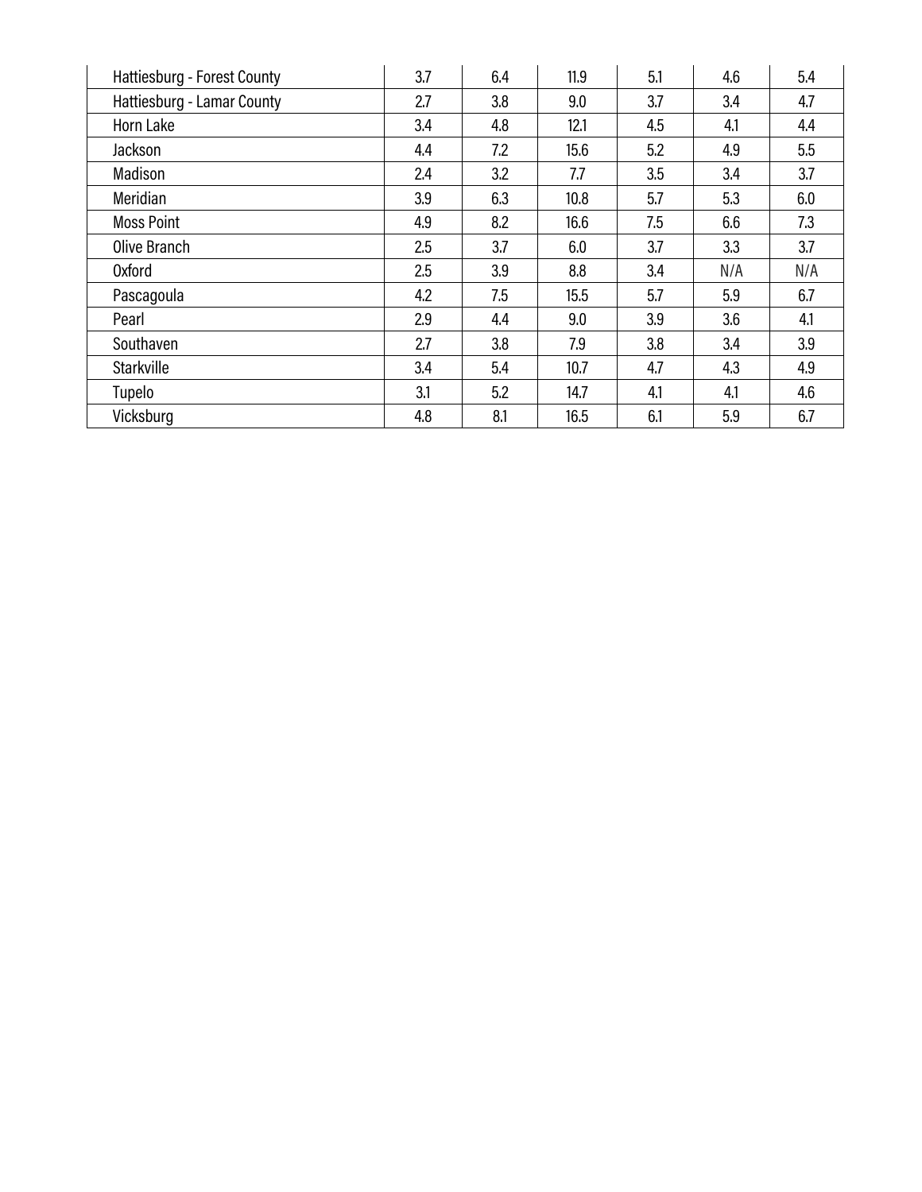| | | | | | | |
|---|---|---|---|---|---|---|
| Hattiesburg - Forest County | 3.7 | 6.4 | 11.9 | 5.1 | 4.6 | 5.4 |
| Hattiesburg - Lamar County | 2.7 | 3.8 | 9.0 | 3.7 | 3.4 | 4.7 |
| Horn Lake | 3.4 | 4.8 | 12.1 | 4.5 | 4.1 | 4.4 |
| Jackson | 4.4 | 7.2 | 15.6 | 5.2 | 4.9 | 5.5 |
| Madison | 2.4 | 3.2 | 7.7 | 3.5 | 3.4 | 3.7 |
| Meridian | 3.9 | 6.3 | 10.8 | 5.7 | 5.3 | 6.0 |
| Moss Point | 4.9 | 8.2 | 16.6 | 7.5 | 6.6 | 7.3 |
| Olive Branch | 2.5 | 3.7 | 6.0 | 3.7 | 3.3 | 3.7 |
| Oxford | 2.5 | 3.9 | 8.8 | 3.4 | N/A | N/A |
| Pascagoula | 4.2 | 7.5 | 15.5 | 5.7 | 5.9 | 6.7 |
| Pearl | 2.9 | 4.4 | 9.0 | 3.9 | 3.6 | 4.1 |
| Southaven | 2.7 | 3.8 | 7.9 | 3.8 | 3.4 | 3.9 |
| Starkville | 3.4 | 5.4 | 10.7 | 4.7 | 4.3 | 4.9 |
| Tupelo | 3.1 | 5.2 | 14.7 | 4.1 | 4.1 | 4.6 |
| Vicksburg | 4.8 | 8.1 | 16.5 | 6.1 | 5.9 | 6.7 |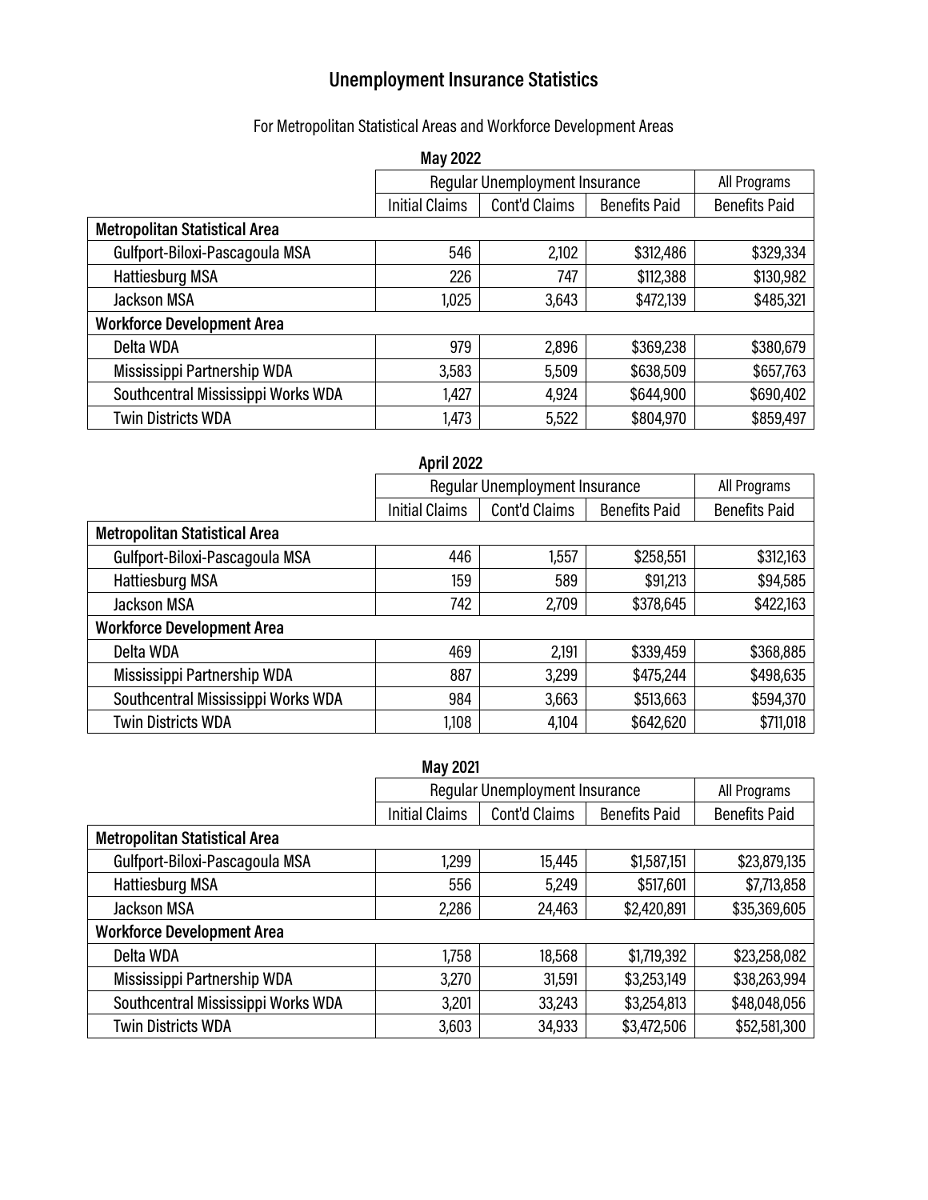# Unemployment Insurance Statistics

For Metropolitan Statistical Areas and Workforce Development Areas

**May 2022**

| | Regular Unemployment Insurance | | | All Programs |
|---|---|---|---|---|
| | Initial Claims | Cont'd Claims | Benefits Paid | Benefits Paid |
| **Metropolitan Statistical Area** | | | | |
| Gulfport-Biloxi-Pascagoula MSA | 546 | 2,102 | $312,486 | $329,334 |
| Hattiesburg MSA | 226 | 747 | $112,388 | $130,982 |
| Jackson MSA | 1,025 | 3,643 | $472,139 | $485,321 |
| **Workforce Development Area** | | | | |
| Delta WDA | 979 | 2,896 | $369,238 | $380,679 |
| Mississippi Partnership WDA | 3,583 | 5,509 | $638,509 | $657,763 |
| Southcentral Mississippi Works WDA | 1,427 | 4,924 | $644,900 | $690,402 |
| Twin Districts WDA | 1,473 | 5,522 | $804,970 | $859,497 |

**April 2022**

| | Regular Unemployment Insurance | | | All Programs |
|---|---|---|---|---|
| | Initial Claims | Cont'd Claims | Benefits Paid | Benefits Paid |
| **Metropolitan Statistical Area** | | | | |
| Gulfport-Biloxi-Pascagoula MSA | 446 | 1,557 | $258,551 | $312,163 |
| Hattiesburg MSA | 159 | 589 | $91,213 | $94,585 |
| Jackson MSA | 742 | 2,709 | $378,645 | $422,163 |
| **Workforce Development Area** | | | | |
| Delta WDA | 469 | 2,191 | $339,459 | $368,885 |
| Mississippi Partnership WDA | 887 | 3,299 | $475,244 | $498,635 |
| Southcentral Mississippi Works WDA | 984 | 3,663 | $513,663 | $594,370 |
| Twin Districts WDA | 1,108 | 4,104 | $642,620 | $711,018 |

**May 2021**

| | Regular Unemployment Insurance | | | All Programs |
|---|---|---|---|---|
| | Initial Claims | Cont'd Claims | Benefits Paid | Benefits Paid |
| **Metropolitan Statistical Area** | | | | |
| Gulfport-Biloxi-Pascagoula MSA | 1,299 | 15,445 | $1,587,151 | $23,879,135 |
| Hattiesburg MSA | 556 | 5,249 | $517,601 | $7,713,858 |
| Jackson MSA | 2,286 | 24,463 | $2,420,891 | $35,369,605 |
| **Workforce Development Area** | | | | |
| Delta WDA | 1,758 | 18,568 | $1,719,392 | $23,258,082 |
| Mississippi Partnership WDA | 3,270 | 31,591 | $3,253,149 | $38,263,994 |
| Southcentral Mississippi Works WDA | 3,201 | 33,243 | $3,254,813 | $48,048,056 |
| Twin Districts WDA | 3,603 | 34,933 | $3,472,506 | $52,581,300 |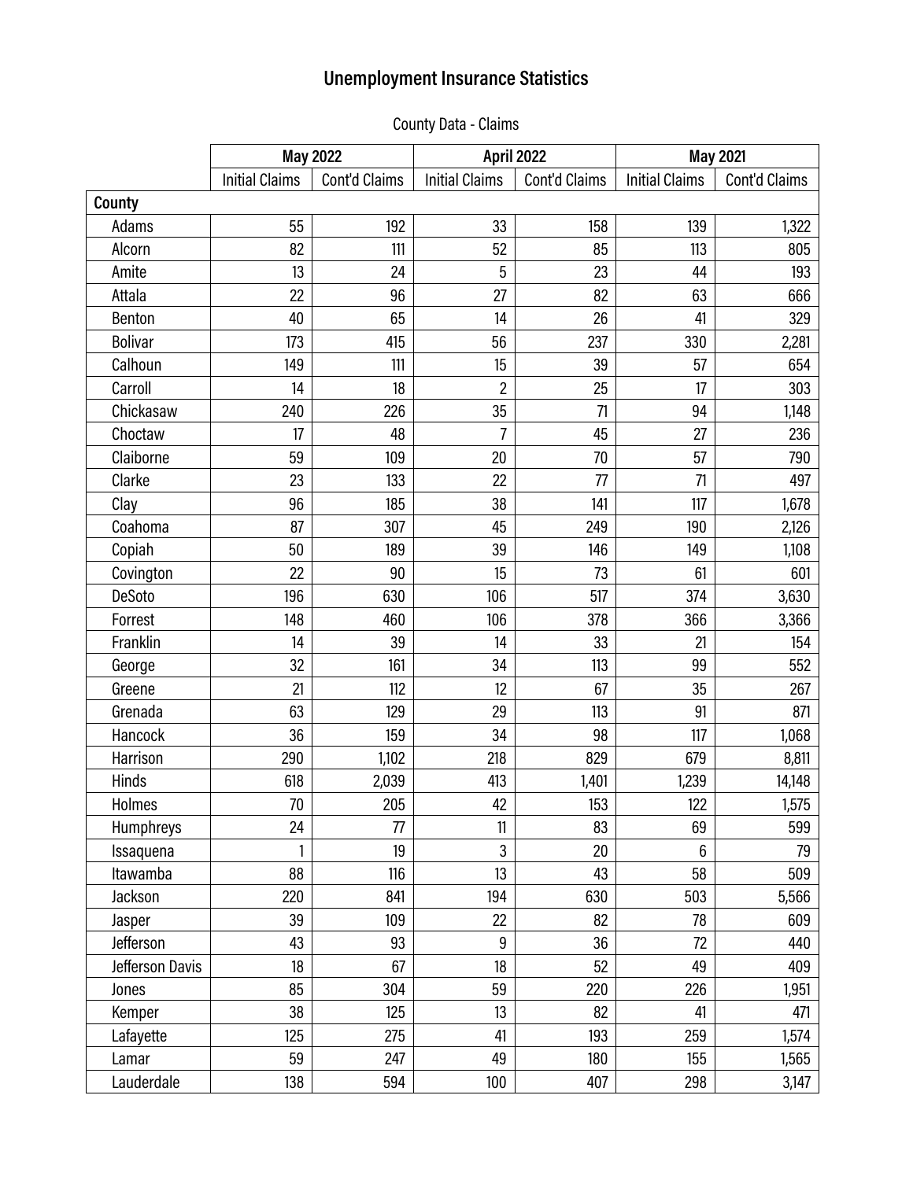# Unemployment Insurance Statistics

County Data - Claims

| | May 2022 | | April 2022 | | May 2021 | |
|---|---|---|---|---|---|---|
| | Initial Claims | Cont'd Claims | Initial Claims | Cont'd Claims | Initial Claims | Cont'd Claims |
| **County** | | | | | | |
| Adams | 55 | 192 | 33 | 158 | 139 | 1,322 |
| Alcorn | 82 | 111 | 52 | 85 | 113 | 805 |
| Amite | 13 | 24 | 5 | 23 | 44 | 193 |
| Attala | 22 | 96 | 27 | 82 | 63 | 666 |
| Benton | 40 | 65 | 14 | 26 | 41 | 329 |
| Bolivar | 173 | 415 | 56 | 237 | 330 | 2,281 |
| Calhoun | 149 | 111 | 15 | 39 | 57 | 654 |
| Carroll | 14 | 18 | 2 | 25 | 17 | 303 |
| Chickasaw | 240 | 226 | 35 | 71 | 94 | 1,148 |
| Choctaw | 17 | 48 | 7 | 45 | 27 | 236 |
| Claiborne | 59 | 109 | 20 | 70 | 57 | 790 |
| Clarke | 23 | 133 | 22 | 77 | 71 | 497 |
| Clay | 96 | 185 | 38 | 141 | 117 | 1,678 |
| Coahoma | 87 | 307 | 45 | 249 | 190 | 2,126 |
| Copiah | 50 | 189 | 39 | 146 | 149 | 1,108 |
| Covington | 22 | 90 | 15 | 73 | 61 | 601 |
| DeSoto | 196 | 630 | 106 | 517 | 374 | 3,630 |
| Forrest | 148 | 460 | 106 | 378 | 366 | 3,366 |
| Franklin | 14 | 39 | 14 | 33 | 21 | 154 |
| George | 32 | 161 | 34 | 113 | 99 | 552 |
| Greene | 21 | 112 | 12 | 67 | 35 | 267 |
| Grenada | 63 | 129 | 29 | 113 | 91 | 871 |
| Hancock | 36 | 159 | 34 | 98 | 117 | 1,068 |
| Harrison | 290 | 1,102 | 218 | 829 | 679 | 8,811 |
| Hinds | 618 | 2,039 | 413 | 1,401 | 1,239 | 14,148 |
| Holmes | 70 | 205 | 42 | 153 | 122 | 1,575 |
| Humphreys | 24 | 77 | 11 | 83 | 69 | 599 |
| Issaquena | 1 | 19 | 3 | 20 | 6 | 79 |
| Itawamba | 88 | 116 | 13 | 43 | 58 | 509 |
| Jackson | 220 | 841 | 194 | 630 | 503 | 5,566 |
| Jasper | 39 | 109 | 22 | 82 | 78 | 609 |
| Jefferson | 43 | 93 | 9 | 36 | 72 | 440 |
| Jefferson Davis | 18 | 67 | 18 | 52 | 49 | 409 |
| Jones | 85 | 304 | 59 | 220 | 226 | 1,951 |
| Kemper | 38 | 125 | 13 | 82 | 41 | 471 |
| Lafayette | 125 | 275 | 41 | 193 | 259 | 1,574 |
| Lamar | 59 | 247 | 49 | 180 | 155 | 1,565 |
| Lauderdale | 138 | 594 | 100 | 407 | 298 | 3,147 |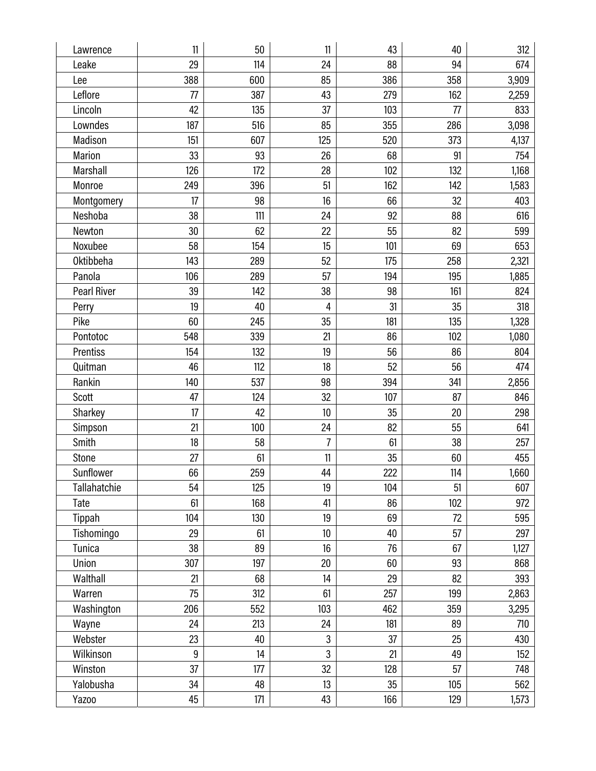| | | | | | | |
|---|---|---|---|---|---|---|
| Lawrence | 11 | 50 | 11 | 43 | 40 | 312 |
| Leake | 29 | 114 | 24 | 88 | 94 | 674 |
| Lee | 388 | 600 | 85 | 386 | 358 | 3,909 |
| Leflore | 77 | 387 | 43 | 279 | 162 | 2,259 |
| Lincoln | 42 | 135 | 37 | 103 | 77 | 833 |
| Lowndes | 187 | 516 | 85 | 355 | 286 | 3,098 |
| Madison | 151 | 607 | 125 | 520 | 373 | 4,137 |
| Marion | 33 | 93 | 26 | 68 | 91 | 754 |
| Marshall | 126 | 172 | 28 | 102 | 132 | 1,168 |
| Monroe | 249 | 396 | 51 | 162 | 142 | 1,583 |
| Montgomery | 17 | 98 | 16 | 66 | 32 | 403 |
| Neshoba | 38 | 111 | 24 | 92 | 88 | 616 |
| Newton | 30 | 62 | 22 | 55 | 82 | 599 |
| Noxubee | 58 | 154 | 15 | 101 | 69 | 653 |
| Oktibbeha | 143 | 289 | 52 | 175 | 258 | 2,321 |
| Panola | 106 | 289 | 57 | 194 | 195 | 1,885 |
| Pearl River | 39 | 142 | 38 | 98 | 161 | 824 |
| Perry | 19 | 40 | 4 | 31 | 35 | 318 |
| Pike | 60 | 245 | 35 | 181 | 135 | 1,328 |
| Pontotoc | 548 | 339 | 21 | 86 | 102 | 1,080 |
| Prentiss | 154 | 132 | 19 | 56 | 86 | 804 |
| Quitman | 46 | 112 | 18 | 52 | 56 | 474 |
| Rankin | 140 | 537 | 98 | 394 | 341 | 2,856 |
| Scott | 47 | 124 | 32 | 107 | 87 | 846 |
| Sharkey | 17 | 42 | 10 | 35 | 20 | 298 |
| Simpson | 21 | 100 | 24 | 82 | 55 | 641 |
| Smith | 18 | 58 | 7 | 61 | 38 | 257 |
| Stone | 27 | 61 | 11 | 35 | 60 | 455 |
| Sunflower | 66 | 259 | 44 | 222 | 114 | 1,660 |
| Tallahatchie | 54 | 125 | 19 | 104 | 51 | 607 |
| Tate | 61 | 168 | 41 | 86 | 102 | 972 |
| Tippah | 104 | 130 | 19 | 69 | 72 | 595 |
| Tishomingo | 29 | 61 | 10 | 40 | 57 | 297 |
| Tunica | 38 | 89 | 16 | 76 | 67 | 1,127 |
| Union | 307 | 197 | 20 | 60 | 93 | 868 |
| Walthall | 21 | 68 | 14 | 29 | 82 | 393 |
| Warren | 75 | 312 | 61 | 257 | 199 | 2,863 |
| Washington | 206 | 552 | 103 | 462 | 359 | 3,295 |
| Wayne | 24 | 213 | 24 | 181 | 89 | 710 |
| Webster | 23 | 40 | 3 | 37 | 25 | 430 |
| Wilkinson | 9 | 14 | 3 | 21 | 49 | 152 |
| Winston | 37 | 177 | 32 | 128 | 57 | 748 |
| Yalobusha | 34 | 48 | 13 | 35 | 105 | 562 |
| Yazoo | 45 | 171 | 43 | 166 | 129 | 1,573 |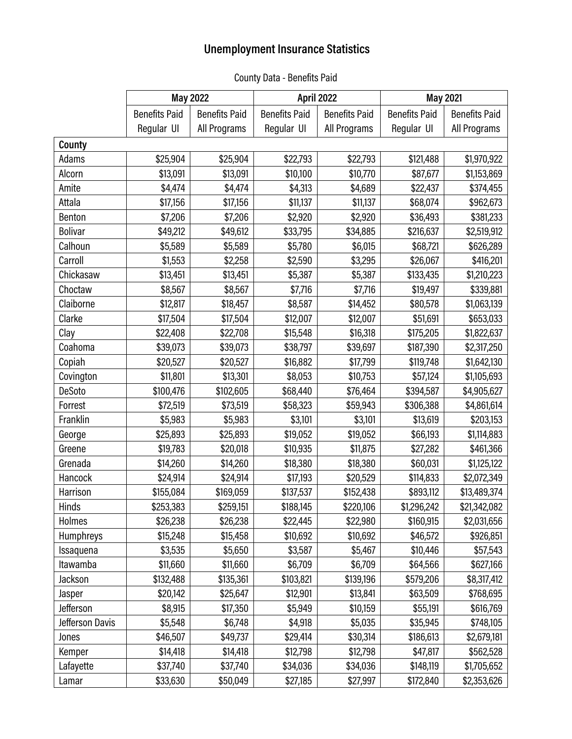# Unemployment Insurance Statistics

County Data - Benefits Paid

| | May 2022 | | April 2022 | | May 2021 | |
|---|---|---|---|---|---|---|
| | Benefits Paid Regular UI | Benefits Paid All Programs | Benefits Paid Regular UI | Benefits Paid All Programs | Benefits Paid Regular UI | Benefits Paid All Programs |
| **County** | | | | | | |
| Adams | $25,904 | $25,904 | $22,793 | $22,793 | $121,488 | $1,970,922 |
| Alcorn | $13,091 | $13,091 | $10,100 | $10,770 | $87,677 | $1,153,869 |
| Amite | $4,474 | $4,474 | $4,313 | $4,689 | $22,437 | $374,455 |
| Attala | $17,156 | $17,156 | $11,137 | $11,137 | $68,074 | $962,673 |
| Benton | $7,206 | $7,206 | $2,920 | $2,920 | $36,493 | $381,233 |
| Bolivar | $49,212 | $49,612 | $33,795 | $34,885 | $216,637 | $2,519,912 |
| Calhoun | $5,589 | $5,589 | $5,780 | $6,015 | $68,721 | $626,289 |
| Carroll | $1,553 | $2,258 | $2,590 | $3,295 | $26,067 | $416,201 |
| Chickasaw | $13,451 | $13,451 | $5,387 | $5,387 | $133,435 | $1,210,223 |
| Choctaw | $8,567 | $8,567 | $7,716 | $7,716 | $19,497 | $339,881 |
| Claiborne | $12,817 | $18,457 | $8,587 | $14,452 | $80,578 | $1,063,139 |
| Clarke | $17,504 | $17,504 | $12,007 | $12,007 | $51,691 | $653,033 |
| Clay | $22,408 | $22,708 | $15,548 | $16,318 | $175,205 | $1,822,637 |
| Coahoma | $39,073 | $39,073 | $38,797 | $39,697 | $187,390 | $2,317,250 |
| Copiah | $20,527 | $20,527 | $16,882 | $17,799 | $119,748 | $1,642,130 |
| Covington | $11,801 | $13,301 | $8,053 | $10,753 | $57,124 | $1,105,693 |
| DeSoto | $100,476 | $102,605 | $68,440 | $76,464 | $394,587 | $4,905,627 |
| Forrest | $72,519 | $73,519 | $58,323 | $59,943 | $306,388 | $4,861,614 |
| Franklin | $5,983 | $5,983 | $3,101 | $3,101 | $13,619 | $203,153 |
| George | $25,893 | $25,893 | $19,052 | $19,052 | $66,193 | $1,114,883 |
| Greene | $19,783 | $20,018 | $10,935 | $11,875 | $27,282 | $461,366 |
| Grenada | $14,260 | $14,260 | $18,380 | $18,380 | $60,031 | $1,125,122 |
| Hancock | $24,914 | $24,914 | $17,193 | $20,529 | $114,833 | $2,072,349 |
| Harrison | $155,084 | $169,059 | $137,537 | $152,438 | $893,112 | $13,489,374 |
| Hinds | $253,383 | $259,151 | $188,145 | $220,106 | $1,296,242 | $21,342,082 |
| Holmes | $26,238 | $26,238 | $22,445 | $22,980 | $160,915 | $2,031,656 |
| Humphreys | $15,248 | $15,458 | $10,692 | $10,692 | $46,572 | $926,851 |
| Issaquena | $3,535 | $5,650 | $3,587 | $5,467 | $10,446 | $57,543 |
| Itawamba | $11,660 | $11,660 | $6,709 | $6,709 | $64,566 | $627,166 |
| Jackson | $132,488 | $135,361 | $103,821 | $139,196 | $579,206 | $8,317,412 |
| Jasper | $20,142 | $25,647 | $12,901 | $13,841 | $63,509 | $768,695 |
| Jefferson | $8,915 | $17,350 | $5,949 | $10,159 | $55,191 | $616,769 |
| Jefferson Davis | $5,548 | $6,748 | $4,918 | $5,035 | $35,945 | $748,105 |
| Jones | $46,507 | $49,737 | $29,414 | $30,314 | $186,613 | $2,679,181 |
| Kemper | $14,418 | $14,418 | $12,798 | $12,798 | $47,817 | $562,528 |
| Lafayette | $37,740 | $37,740 | $34,036 | $34,036 | $148,119 | $1,705,652 |
| Lamar | $33,630 | $50,049 | $27,185 | $27,997 | $172,840 | $2,353,626 |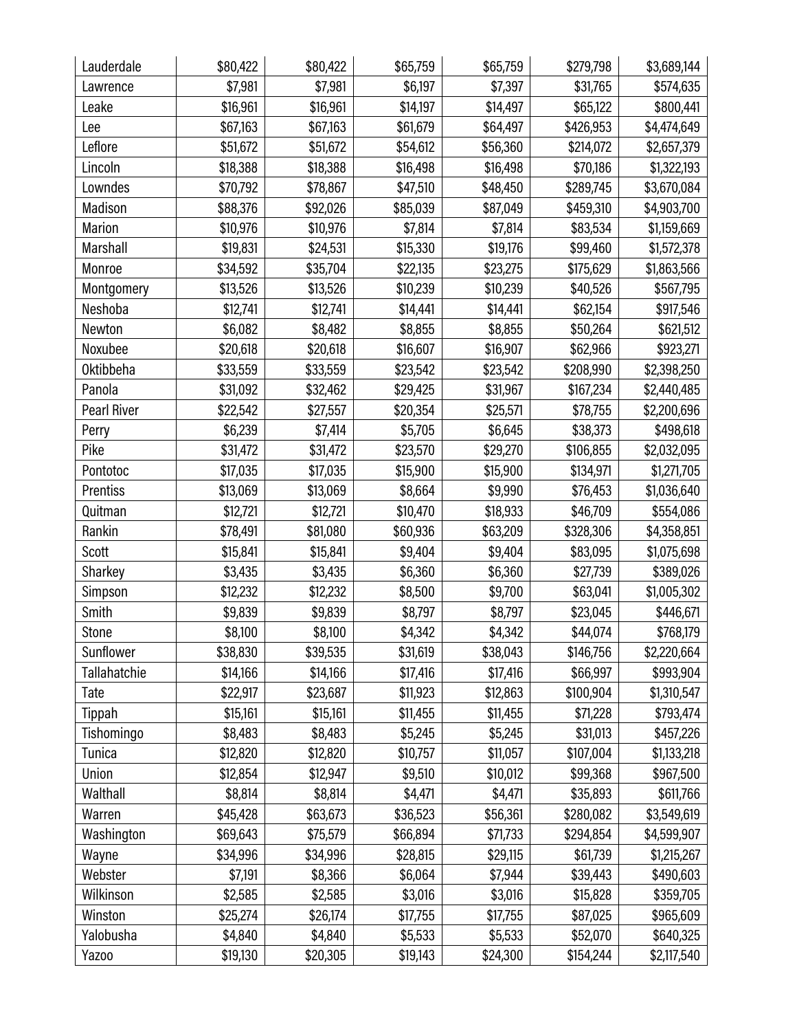| | | | | | | |
|---|---|---|---|---|---|---|
| Lauderdale | $80,422 | $80,422 | $65,759 | $65,759 | $279,798 | $3,689,144 |
| Lawrence | $7,981 | $7,981 | $6,197 | $7,397 | $31,765 | $574,635 |
| Leake | $16,961 | $16,961 | $14,197 | $14,497 | $65,122 | $800,441 |
| Lee | $67,163 | $67,163 | $61,679 | $64,497 | $426,953 | $4,474,649 |
| Leflore | $51,672 | $51,672 | $54,612 | $56,360 | $214,072 | $2,657,379 |
| Lincoln | $18,388 | $18,388 | $16,498 | $16,498 | $70,186 | $1,322,193 |
| Lowndes | $70,792 | $78,867 | $47,510 | $48,450 | $289,745 | $3,670,084 |
| Madison | $88,376 | $92,026 | $85,039 | $87,049 | $459,310 | $4,903,700 |
| Marion | $10,976 | $10,976 | $7,814 | $7,814 | $83,534 | $1,159,669 |
| Marshall | $19,831 | $24,531 | $15,330 | $19,176 | $99,460 | $1,572,378 |
| Monroe | $34,592 | $35,704 | $22,135 | $23,275 | $175,629 | $1,863,566 |
| Montgomery | $13,526 | $13,526 | $10,239 | $10,239 | $40,526 | $567,795 |
| Neshoba | $12,741 | $12,741 | $14,441 | $14,441 | $62,154 | $917,546 |
| Newton | $6,082 | $8,482 | $8,855 | $8,855 | $50,264 | $621,512 |
| Noxubee | $20,618 | $20,618 | $16,607 | $16,907 | $62,966 | $923,271 |
| Oktibbeha | $33,559 | $33,559 | $23,542 | $23,542 | $208,990 | $2,398,250 |
| Panola | $31,092 | $32,462 | $29,425 | $31,967 | $167,234 | $2,440,485 |
| Pearl River | $22,542 | $27,557 | $20,354 | $25,571 | $78,755 | $2,200,696 |
| Perry | $6,239 | $7,414 | $5,705 | $6,645 | $38,373 | $498,618 |
| Pike | $31,472 | $31,472 | $23,570 | $29,270 | $106,855 | $2,032,095 |
| Pontotoc | $17,035 | $17,035 | $15,900 | $15,900 | $134,971 | $1,271,705 |
| Prentiss | $13,069 | $13,069 | $8,664 | $9,990 | $76,453 | $1,036,640 |
| Quitman | $12,721 | $12,721 | $10,470 | $18,933 | $46,709 | $554,086 |
| Rankin | $78,491 | $81,080 | $60,936 | $63,209 | $328,306 | $4,358,851 |
| Scott | $15,841 | $15,841 | $9,404 | $9,404 | $83,095 | $1,075,698 |
| Sharkey | $3,435 | $3,435 | $6,360 | $6,360 | $27,739 | $389,026 |
| Simpson | $12,232 | $12,232 | $8,500 | $9,700 | $63,041 | $1,005,302 |
| Smith | $9,839 | $9,839 | $8,797 | $8,797 | $23,045 | $446,671 |
| Stone | $8,100 | $8,100 | $4,342 | $4,342 | $44,074 | $768,179 |
| Sunflower | $38,830 | $39,535 | $31,619 | $38,043 | $146,756 | $2,220,664 |
| Tallahatchie | $14,166 | $14,166 | $17,416 | $17,416 | $66,997 | $993,904 |
| Tate | $22,917 | $23,687 | $11,923 | $12,863 | $100,904 | $1,310,547 |
| Tippah | $15,161 | $15,161 | $11,455 | $11,455 | $71,228 | $793,474 |
| Tishomingo | $8,483 | $8,483 | $5,245 | $5,245 | $31,013 | $457,226 |
| Tunica | $12,820 | $12,820 | $10,757 | $11,057 | $107,004 | $1,133,218 |
| Union | $12,854 | $12,947 | $9,510 | $10,012 | $99,368 | $967,500 |
| Walthall | $8,814 | $8,814 | $4,471 | $4,471 | $35,893 | $611,766 |
| Warren | $45,428 | $63,673 | $36,523 | $56,361 | $280,082 | $3,549,619 |
| Washington | $69,643 | $75,579 | $66,894 | $71,733 | $294,854 | $4,599,907 |
| Wayne | $34,996 | $34,996 | $28,815 | $29,115 | $61,739 | $1,215,267 |
| Webster | $7,191 | $8,366 | $6,064 | $7,944 | $39,443 | $490,603 |
| Wilkinson | $2,585 | $2,585 | $3,016 | $3,016 | $15,828 | $359,705 |
| Winston | $25,274 | $26,174 | $17,755 | $17,755 | $87,025 | $965,609 |
| Yalobusha | $4,840 | $4,840 | $5,533 | $5,533 | $52,070 | $640,325 |
| Yazoo | $19,130 | $20,305 | $19,143 | $24,300 | $154,244 | $2,117,540 |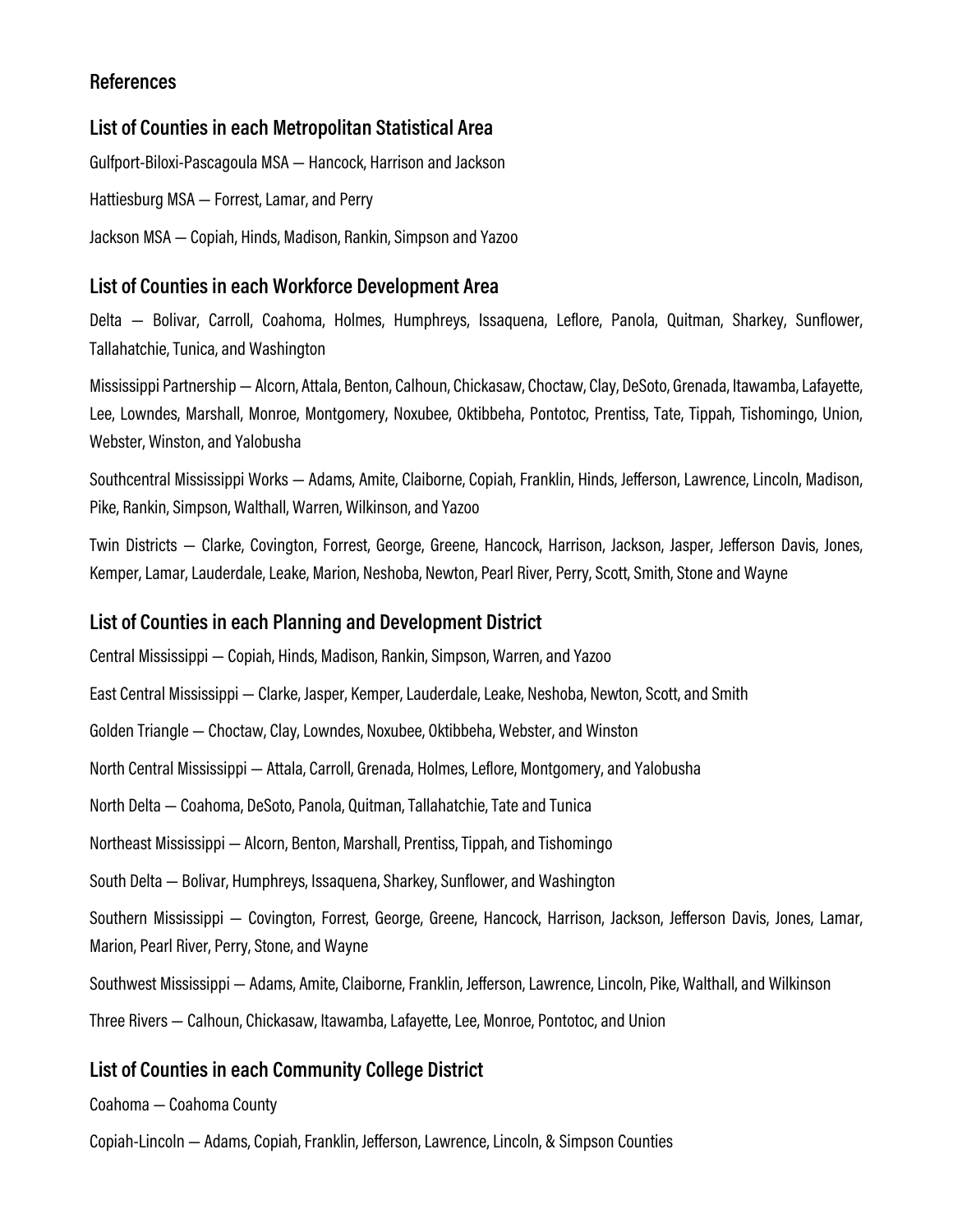## References

### List of Counties in each Metropolitan Statistical Area

Gulfport-Biloxi-Pascagoula MSA — Hancock, Harrison and Jackson

Hattiesburg MSA — Forrest, Lamar, and Perry

Jackson MSA — Copiah, Hinds, Madison, Rankin, Simpson and Yazoo

### List of Counties in each Workforce Development Area

Delta — Bolivar, Carroll, Coahoma, Holmes, Humphreys, Issaquena, Leflore, Panola, Quitman, Sharkey, Sunflower, Tallahatchie, Tunica, and Washington

Mississippi Partnership — Alcorn, Attala, Benton, Calhoun, Chickasaw, Choctaw, Clay, DeSoto, Grenada, Itawamba, Lafayette, Lee, Lowndes, Marshall, Monroe, Montgomery, Noxubee, Oktibbeha, Pontotoc, Prentiss, Tate, Tippah, Tishomingo, Union, Webster, Winston, and Yalobusha

Southcentral Mississippi Works — Adams, Amite, Claiborne, Copiah, Franklin, Hinds, Jefferson, Lawrence, Lincoln, Madison, Pike, Rankin, Simpson, Walthall, Warren, Wilkinson, and Yazoo

Twin Districts — Clarke, Covington, Forrest, George, Greene, Hancock, Harrison, Jackson, Jasper, Jefferson Davis, Jones, Kemper, Lamar, Lauderdale, Leake, Marion, Neshoba, Newton, Pearl River, Perry, Scott, Smith, Stone and Wayne

### List of Counties in each Planning and Development District

Central Mississippi — Copiah, Hinds, Madison, Rankin, Simpson, Warren, and Yazoo

East Central Mississippi — Clarke, Jasper, Kemper, Lauderdale, Leake, Neshoba, Newton, Scott, and Smith

Golden Triangle — Choctaw, Clay, Lowndes, Noxubee, Oktibbeha, Webster, and Winston

North Central Mississippi — Attala, Carroll, Grenada, Holmes, Leflore, Montgomery, and Yalobusha

North Delta — Coahoma, DeSoto, Panola, Quitman, Tallahatchie, Tate and Tunica

Northeast Mississippi — Alcorn, Benton, Marshall, Prentiss, Tippah, and Tishomingo

South Delta — Bolivar, Humphreys, Issaquena, Sharkey, Sunflower, and Washington

Southern Mississippi — Covington, Forrest, George, Greene, Hancock, Harrison, Jackson, Jefferson Davis, Jones, Lamar, Marion, Pearl River, Perry, Stone, and Wayne

Southwest Mississippi — Adams, Amite, Claiborne, Franklin, Jefferson, Lawrence, Lincoln, Pike, Walthall, and Wilkinson

Three Rivers — Calhoun, Chickasaw, Itawamba, Lafayette, Lee, Monroe, Pontotoc, and Union

### List of Counties in each Community College District

Coahoma — Coahoma County

Copiah-Lincoln — Adams, Copiah, Franklin, Jefferson, Lawrence, Lincoln, & Simpson Counties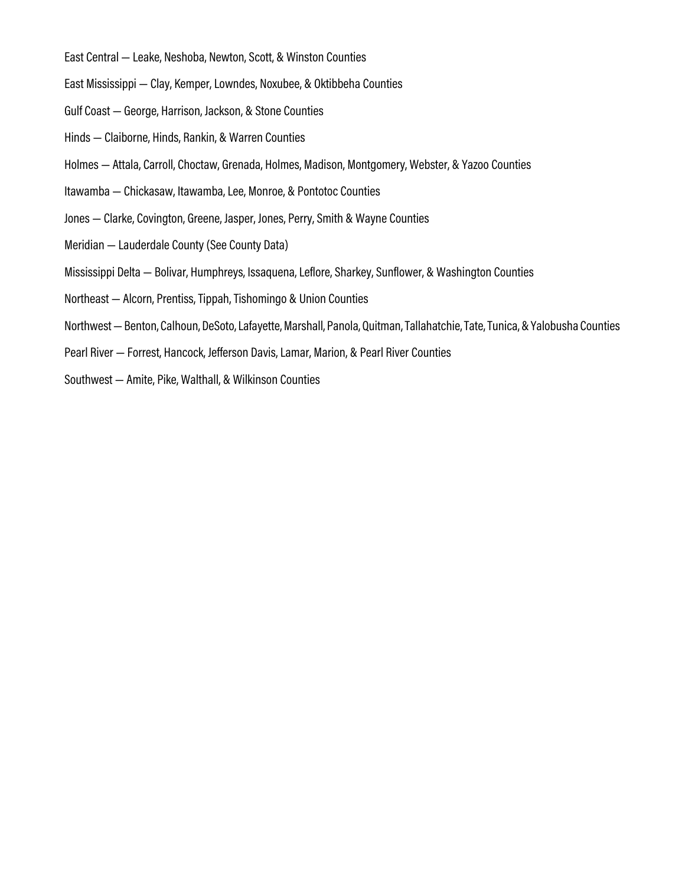East Central — Leake, Neshoba, Newton, Scott, & Winston Counties

East Mississippi — Clay, Kemper, Lowndes, Noxubee, & Oktibbeha Counties

Gulf Coast — George, Harrison, Jackson, & Stone Counties

Hinds — Claiborne, Hinds, Rankin, & Warren Counties

Holmes — Attala, Carroll, Choctaw, Grenada, Holmes, Madison, Montgomery, Webster, & Yazoo Counties

Itawamba — Chickasaw, Itawamba, Lee, Monroe, & Pontotoc Counties

Jones — Clarke, Covington, Greene, Jasper, Jones, Perry, Smith & Wayne Counties

Meridian — Lauderdale County (See County Data)

Mississippi Delta — Bolivar, Humphreys, Issaquena, Leflore, Sharkey, Sunflower, & Washington Counties

Northeast — Alcorn, Prentiss, Tippah, Tishomingo & Union Counties

Northwest — Benton, Calhoun, DeSoto, Lafayette, Marshall, Panola, Quitman, Tallahatchie, Tate, Tunica, & Yalobusha Counties

Pearl River — Forrest, Hancock, Jefferson Davis, Lamar, Marion, & Pearl River Counties

Southwest — Amite, Pike, Walthall, & Wilkinson Counties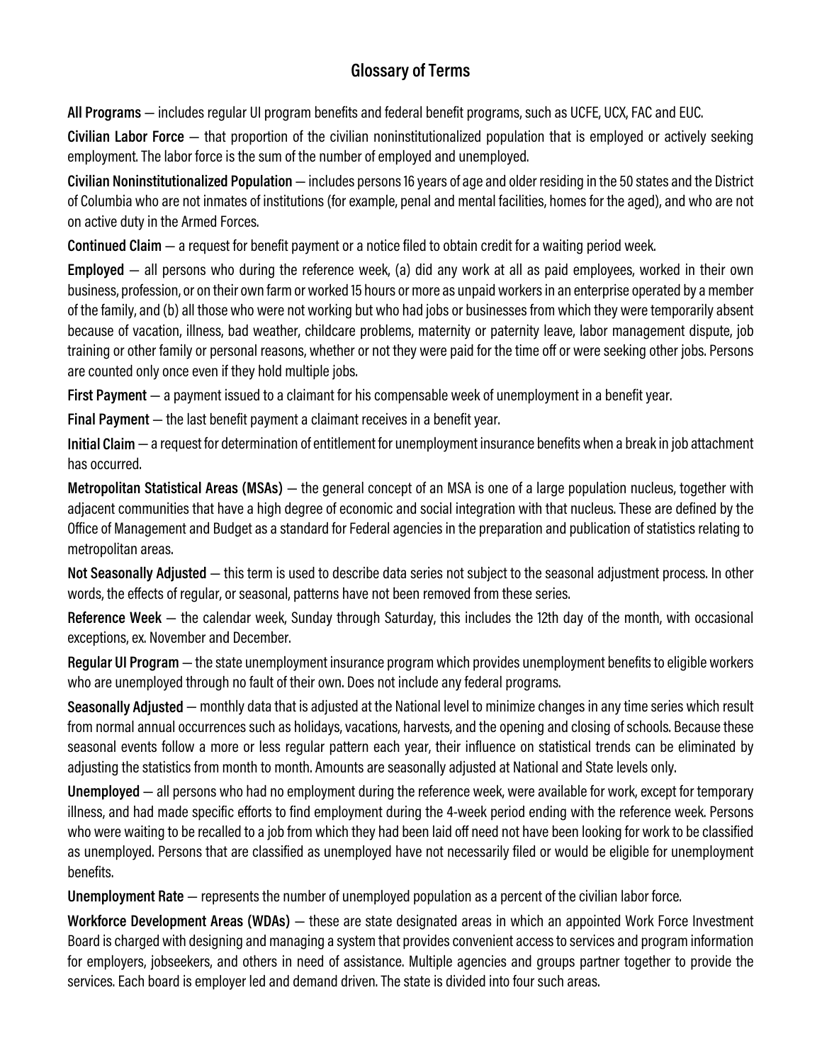## Glossary of Terms

**All Programs** — includes regular UI program benefits and federal benefit programs, such as UCFE, UCX, FAC and EUC.

**Civilian Labor Force** — that proportion of the civilian noninstitutionalized population that is employed or actively seeking employment. The labor force is the sum of the number of employed and unemployed.

**Civilian Noninstitutionalized Population** — includes persons 16 years of age and older residing in the 50 states and the District of Columbia who are not inmates of institutions (for example, penal and mental facilities, homes for the aged), and who are not on active duty in the Armed Forces.

**Continued Claim** — a request for benefit payment or a notice filed to obtain credit for a waiting period week.

**Employed** — all persons who during the reference week, (a) did any work at all as paid employees, worked in their own business, profession, or on their own farm or worked 15 hours or more as unpaid workers in an enterprise operated by a member of the family, and (b) all those who were not working but who had jobs or businesses from which they were temporarily absent because of vacation, illness, bad weather, childcare problems, maternity or paternity leave, labor management dispute, job training or other family or personal reasons, whether or not they were paid for the time off or were seeking other jobs. Persons are counted only once even if they hold multiple jobs.

**First Payment** — a payment issued to a claimant for his compensable week of unemployment in a benefit year.

**Final Payment** — the last benefit payment a claimant receives in a benefit year.

**Initial Claim** — a request for determination of entitlement for unemployment insurance benefits when a break in job attachment has occurred.

**Metropolitan Statistical Areas (MSAs)** — the general concept of an MSA is one of a large population nucleus, together with adjacent communities that have a high degree of economic and social integration with that nucleus. These are defined by the Office of Management and Budget as a standard for Federal agencies in the preparation and publication of statistics relating to metropolitan areas.

**Not Seasonally Adjusted** — this term is used to describe data series not subject to the seasonal adjustment process. In other words, the effects of regular, or seasonal, patterns have not been removed from these series.

**Reference Week** — the calendar week, Sunday through Saturday, this includes the 12th day of the month, with occasional exceptions, ex. November and December.

**Regular UI Program** — the state unemployment insurance program which provides unemployment benefits to eligible workers who are unemployed through no fault of their own. Does not include any federal programs.

**Seasonally Adjusted** — monthly data that is adjusted at the National level to minimize changes in any time series which result from normal annual occurrences such as holidays, vacations, harvests, and the opening and closing of schools. Because these seasonal events follow a more or less regular pattern each year, their influence on statistical trends can be eliminated by adjusting the statistics from month to month. Amounts are seasonally adjusted at National and State levels only.

**Unemployed** — all persons who had no employment during the reference week, were available for work, except for temporary illness, and had made specific efforts to find employment during the 4-week period ending with the reference week. Persons who were waiting to be recalled to a job from which they had been laid off need not have been looking for work to be classified as unemployed. Persons that are classified as unemployed have not necessarily filed or would be eligible for unemployment benefits.

**Unemployment Rate** — represents the number of unemployed population as a percent of the civilian labor force.

**Workforce Development Areas (WDAs)** — these are state designated areas in which an appointed Work Force Investment Board is charged with designing and managing a system that provides convenient access to services and program information for employers, jobseekers, and others in need of assistance. Multiple agencies and groups partner together to provide the services. Each board is employer led and demand driven. The state is divided into four such areas.